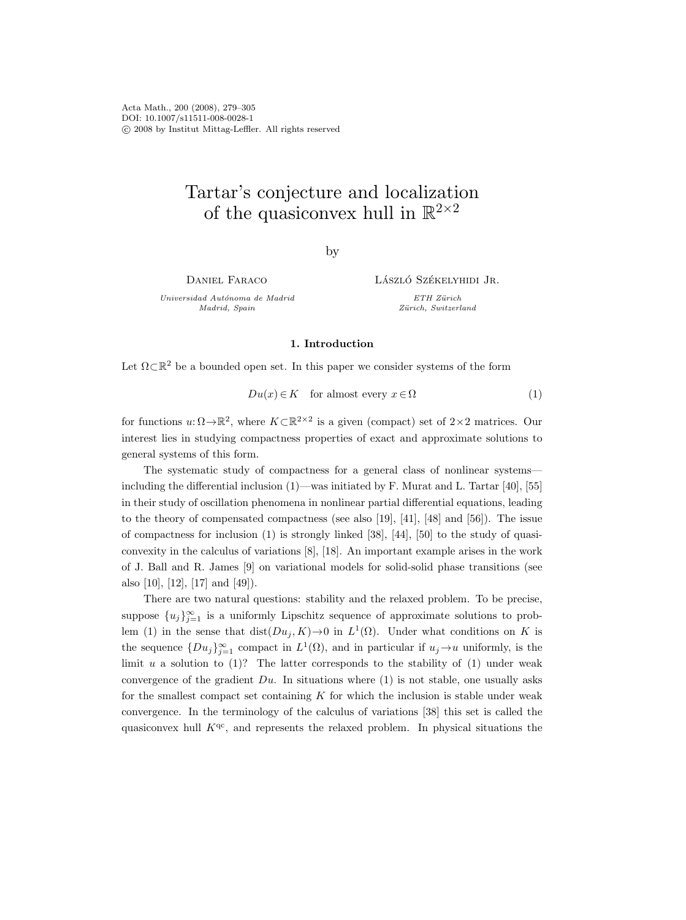# Tartar's conjecture and localization of the quasiconvex hull in $\mathbb{R}^{2\times 2}$

by

Daniel Faraco
*Universidad Autónoma de Madrid*
*Madrid, Spain*

László Székelyhidi Jr.
*ETH Zürich*
*Zürich, Switzerland*

## 1. Introduction

Let $\Omega\subset\mathbb{R}^2$ be a bounded open set. In this paper we consider systems of the form

$$Du(x)\in K \quad \text{for almost every } x\in\Omega \tag{1}$$

for functions $u:\Omega\to\mathbb{R}^2$, where $K\subset\mathbb{R}^{2\times 2}$ is a given (compact) set of $2\times 2$ matrices. Our interest lies in studying compactness properties of exact and approximate solutions to general systems of this form.

The systematic study of compactness for a general class of nonlinear systems—including the differential inclusion (1)—was initiated by F. Murat and L. Tartar [40], [55] in their study of oscillation phenomena in nonlinear partial differential equations, leading to the theory of compensated compactness (see also [19], [41], [48] and [56]). The issue of compactness for inclusion (1) is strongly linked [38], [44], [50] to the study of quasiconvexity in the calculus of variations [8], [18]. An important example arises in the work of J. Ball and R. James [9] on variational models for solid-solid phase transitions (see also [10], [12], [17] and [49]).

There are two natural questions: stability and the relaxed problem. To be precise, suppose $\{u_j\}_{j=1}^{\infty}$ is a uniformly Lipschitz sequence of approximate solutions to problem (1) in the sense that $\operatorname{dist}(Du_j,K)\to 0$ in $L^1(\Omega)$. Under what conditions on $K$ is the sequence $\{Du_j\}_{j=1}^{\infty}$ compact in $L^1(\Omega)$, and in particular if $u_j\to u$ uniformly, is the limit $u$ a solution to (1)? The latter corresponds to the stability of (1) under weak convergence of the gradient $Du$. In situations where (1) is not stable, one usually asks for the smallest compact set containing $K$ for which the inclusion is stable under weak convergence. In the terminology of the calculus of variations [38] this set is called the quasiconvex hull $K^{\mathrm{qc}}$, and represents the relaxed problem. In physical situations the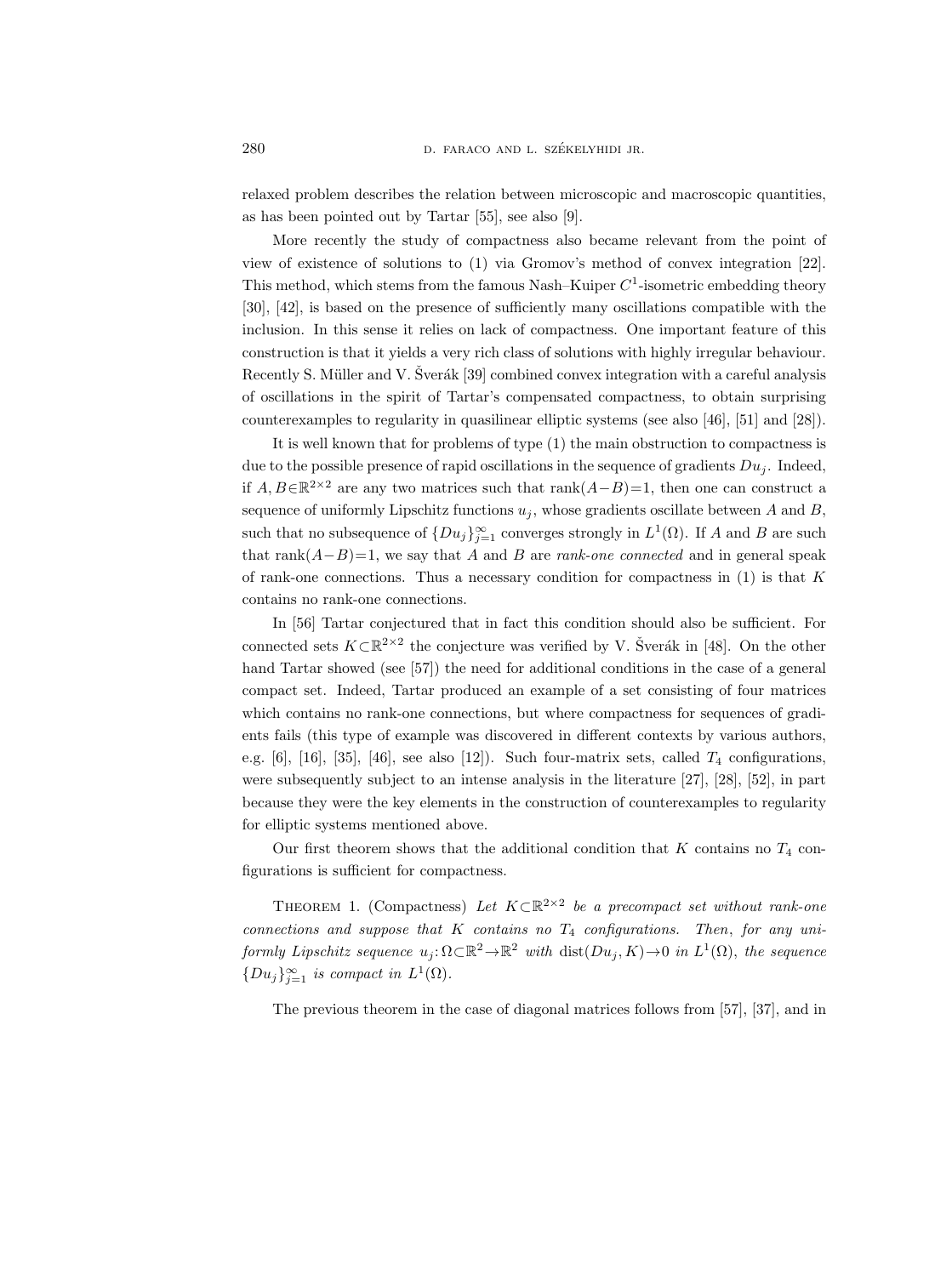relaxed problem describes the relation between microscopic and macroscopic quantities, as has been pointed out by Tartar [55], see also [9].

More recently the study of compactness also became relevant from the point of view of existence of solutions to (1) via Gromov's method of convex integration [22]. This method, which stems from the famous Nash–Kuiper $C^1$-isometric embedding theory [30], [42], is based on the presence of sufficiently many oscillations compatible with the inclusion. In this sense it relies on lack of compactness. One important feature of this construction is that it yields a very rich class of solutions with highly irregular behaviour. Recently S. Müller and V. Šverák [39] combined convex integration with a careful analysis of oscillations in the spirit of Tartar's compensated compactness, to obtain surprising counterexamples to regularity in quasilinear elliptic systems (see also [46], [51] and [28]).

It is well known that for problems of type (1) the main obstruction to compactness is due to the possible presence of rapid oscillations in the sequence of gradients $Du_j$. Indeed, if $A, B \in \mathbb{R}^{2\times 2}$ are any two matrices such that $\operatorname{rank}(A-B)=1$, then one can construct a sequence of uniformly Lipschitz functions $u_j$, whose gradients oscillate between $A$ and $B$, such that no subsequence of $\{Du_j\}_{j=1}^{\infty}$ converges strongly in $L^1(\Omega)$. If $A$ and $B$ are such that $\operatorname{rank}(A-B)=1$, we say that $A$ and $B$ are *rank-one connected* and in general speak of rank-one connections. Thus a necessary condition for compactness in (1) is that $K$ contains no rank-one connections.

In [56] Tartar conjectured that in fact this condition should also be sufficient. For connected sets $K \subset \mathbb{R}^{2\times 2}$ the conjecture was verified by V. Šverák in [48]. On the other hand Tartar showed (see [57]) the need for additional conditions in the case of a general compact set. Indeed, Tartar produced an example of a set consisting of four matrices which contains no rank-one connections, but where compactness for sequences of gradients fails (this type of example was discovered in different contexts by various authors, e.g. [6], [16], [35], [46], see also [12]). Such four-matrix sets, called $T_4$ configurations, were subsequently subject to an intense analysis in the literature [27], [28], [52], in part because they were the key elements in the construction of counterexamples to regularity for elliptic systems mentioned above.

Our first theorem shows that the additional condition that $K$ contains no $T_4$ configurations is sufficient for compactness.

THEOREM 1. (Compactness) *Let $K \subset \mathbb{R}^{2\times 2}$ be a precompact set without rank-one connections and suppose that $K$ contains no $T_4$ configurations. Then, for any uniformly Lipschitz sequence $u_j: \Omega \subset \mathbb{R}^2 \to \mathbb{R}^2$ with $\operatorname{dist}(Du_j, K) \to 0$ in $L^1(\Omega)$, the sequence $\{Du_j\}_{j=1}^{\infty}$ is compact in $L^1(\Omega)$.*

The previous theorem in the case of diagonal matrices follows from [57], [37], and in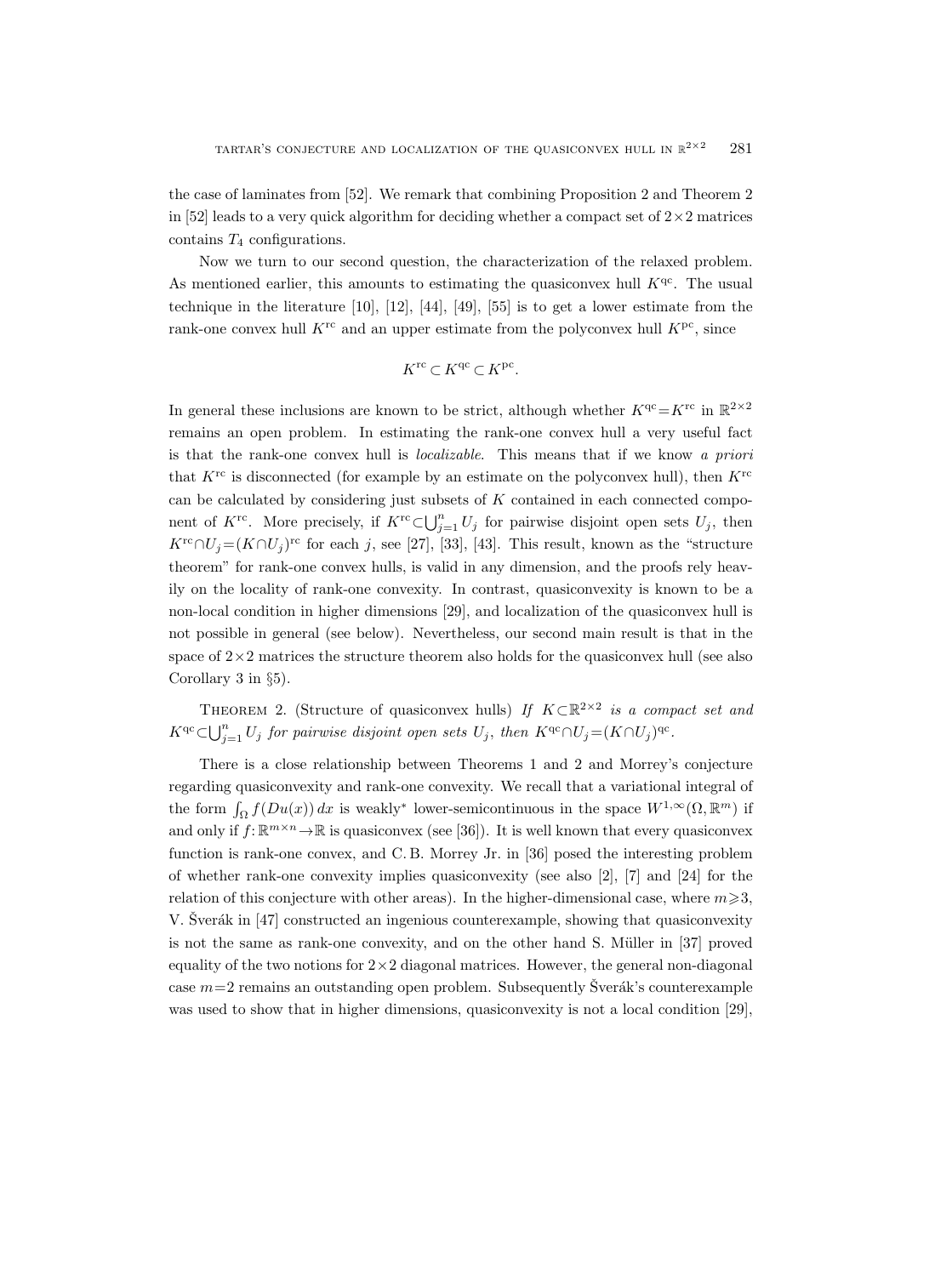the case of laminates from [52]. We remark that combining Proposition 2 and Theorem 2 in [52] leads to a very quick algorithm for deciding whether a compact set of $2\times 2$ matrices contains $T_4$ configurations.

Now we turn to our second question, the characterization of the relaxed problem. As mentioned earlier, this amounts to estimating the quasiconvex hull $K^{\mathrm{qc}}$. The usual technique in the literature [10], [12], [44], [49], [55] is to get a lower estimate from the rank-one convex hull $K^{\mathrm{rc}}$ and an upper estimate from the polyconvex hull $K^{\mathrm{pc}}$, since

$$K^{\mathrm{rc}} \subset K^{\mathrm{qc}} \subset K^{\mathrm{pc}}.$$

In general these inclusions are known to be strict, although whether $K^{\mathrm{qc}} = K^{\mathrm{rc}}$ in $\mathbb{R}^{2\times 2}$ remains an open problem. In estimating the rank-one convex hull a very useful fact is that the rank-one convex hull is *localizable*. This means that if we know *a priori* that $K^{\mathrm{rc}}$ is disconnected (for example by an estimate on the polyconvex hull), then $K^{\mathrm{rc}}$ can be calculated by considering just subsets of $K$ contained in each connected component of $K^{\mathrm{rc}}$. More precisely, if $K^{\mathrm{rc}} \subset \bigcup_{j=1}^{n} U_j$ for pairwise disjoint open sets $U_j$, then $K^{\mathrm{rc}} \cap U_j = (K \cap U_j)^{\mathrm{rc}}$ for each $j$, see [27], [33], [43]. This result, known as the "structure theorem" for rank-one convex hulls, is valid in any dimension, and the proofs rely heavily on the locality of rank-one convexity. In contrast, quasiconvexity is known to be a non-local condition in higher dimensions [29], and localization of the quasiconvex hull is not possible in general (see below). Nevertheless, our second main result is that in the space of $2\times 2$ matrices the structure theorem also holds for the quasiconvex hull (see also Corollary 3 in §5).

Theorem 2. (Structure of quasiconvex hulls) *If $K \subset \mathbb{R}^{2\times 2}$ is a compact set and $K^{\mathrm{qc}} \subset \bigcup_{j=1}^{n} U_j$ for pairwise disjoint open sets $U_j$, then $K^{\mathrm{qc}} \cap U_j = (K \cap U_j)^{\mathrm{qc}}$.*

There is a close relationship between Theorems 1 and 2 and Morrey's conjecture regarding quasiconvexity and rank-one convexity. We recall that a variational integral of the form $\int_\Omega f(Du(x))\,dx$ is weakly$^*$ lower-semicontinuous in the space $W^{1,\infty}(\Omega, \mathbb{R}^m)$ if and only if $f: \mathbb{R}^{m\times n} \to \mathbb{R}$ is quasiconvex (see [36]). It is well known that every quasiconvex function is rank-one convex, and C. B. Morrey Jr. in [36] posed the interesting problem of whether rank-one convexity implies quasiconvexity (see also [2], [7] and [24] for the relation of this conjecture with other areas). In the higher-dimensional case, where $m \geqslant 3$, V. Šverák in [47] constructed an ingenious counterexample, showing that quasiconvexity is not the same as rank-one convexity, and on the other hand S. Müller in [37] proved equality of the two notions for $2\times 2$ diagonal matrices. However, the general non-diagonal case $m=2$ remains an outstanding open problem. Subsequently Šverák's counterexample was used to show that in higher dimensions, quasiconvexity is not a local condition [29],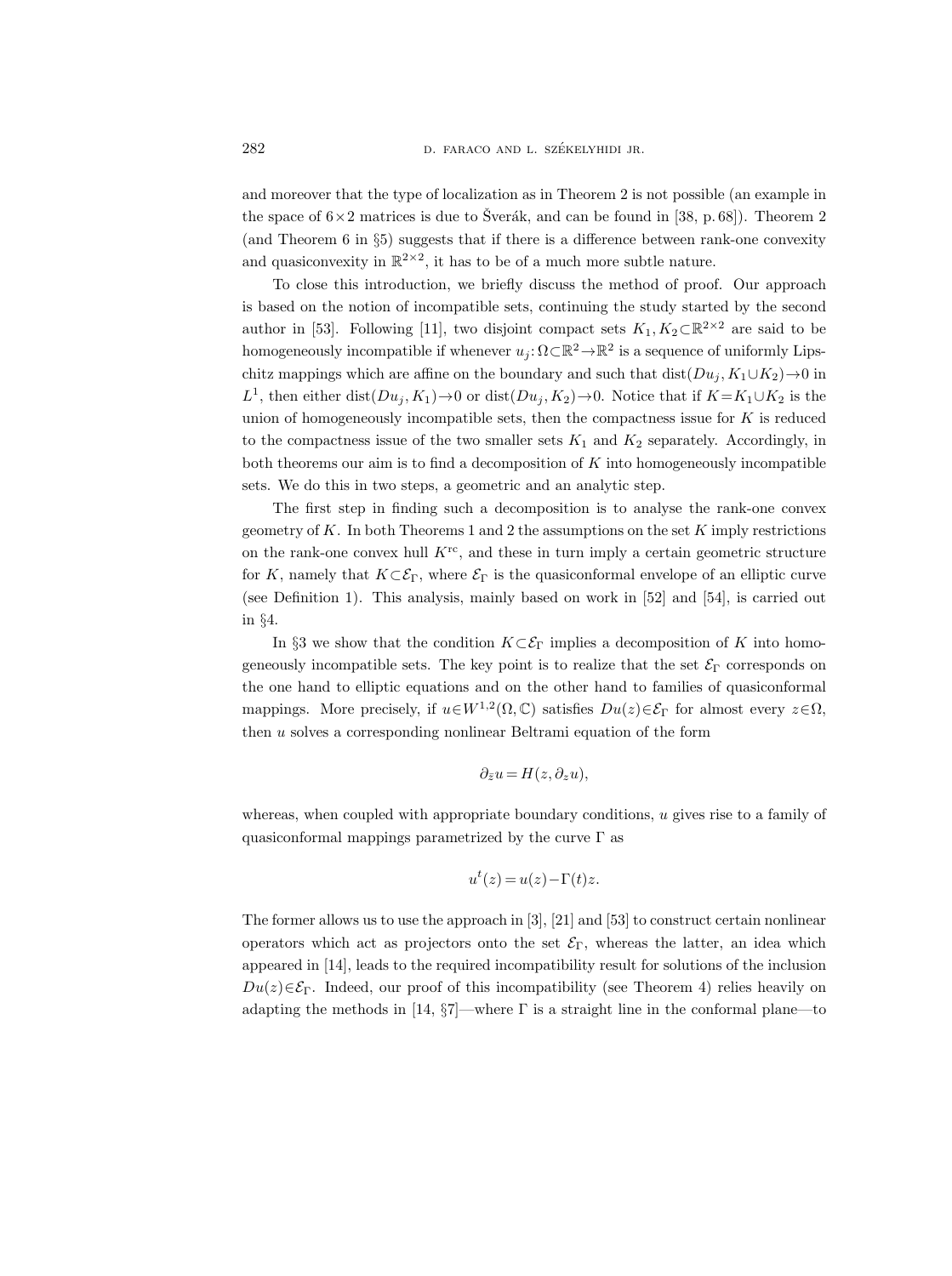and moreover that the type of localization as in Theorem 2 is not possible (an example in the space of $6\times 2$ matrices is due to Šverák, and can be found in [38, p. 68]). Theorem 2 (and Theorem 6 in §5) suggests that if there is a difference between rank-one convexity and quasiconvexity in $\mathbb{R}^{2\times 2}$, it has to be of a much more subtle nature.

To close this introduction, we briefly discuss the method of proof. Our approach is based on the notion of incompatible sets, continuing the study started by the second author in [53]. Following [11], two disjoint compact sets $K_1, K_2 \subset \mathbb{R}^{2\times 2}$ are said to be homogeneously incompatible if whenever $u_j\colon \Omega\subset\mathbb{R}^2\to\mathbb{R}^2$ is a sequence of uniformly Lipschitz mappings which are affine on the boundary and such that $\operatorname{dist}(Du_j, K_1\cup K_2)\to 0$ in $L^1$, then either $\operatorname{dist}(Du_j, K_1)\to 0$ or $\operatorname{dist}(Du_j, K_2)\to 0$. Notice that if $K=K_1\cup K_2$ is the union of homogeneously incompatible sets, then the compactness issue for $K$ is reduced to the compactness issue of the two smaller sets $K_1$ and $K_2$ separately. Accordingly, in both theorems our aim is to find a decomposition of $K$ into homogeneously incompatible sets. We do this in two steps, a geometric and an analytic step.

The first step in finding such a decomposition is to analyse the rank-one convex geometry of $K$. In both Theorems 1 and 2 the assumptions on the set $K$ imply restrictions on the rank-one convex hull $K^{\mathrm{rc}}$, and these in turn imply a certain geometric structure for $K$, namely that $K\subset\mathcal{E}_\Gamma$, where $\mathcal{E}_\Gamma$ is the quasiconformal envelope of an elliptic curve (see Definition 1). This analysis, mainly based on work in [52] and [54], is carried out in §4.

In §3 we show that the condition $K\subset\mathcal{E}_\Gamma$ implies a decomposition of $K$ into homogeneously incompatible sets. The key point is to realize that the set $\mathcal{E}_\Gamma$ corresponds on the one hand to elliptic equations and on the other hand to families of quasiconformal mappings. More precisely, if $u\in W^{1,2}(\Omega,\mathbb{C})$ satisfies $Du(z)\in\mathcal{E}_\Gamma$ for almost every $z\in\Omega$, then $u$ solves a corresponding nonlinear Beltrami equation of the form

$$\partial_{\bar z} u = H(z, \partial_z u),$$

whereas, when coupled with appropriate boundary conditions, $u$ gives rise to a family of quasiconformal mappings parametrized by the curve $\Gamma$ as

$$u^t(z) = u(z) - \Gamma(t) z.$$

The former allows us to use the approach in [3], [21] and [53] to construct certain nonlinear operators which act as projectors onto the set $\mathcal{E}_\Gamma$, whereas the latter, an idea which appeared in [14], leads to the required incompatibility result for solutions of the inclusion $Du(z)\in\mathcal{E}_\Gamma$. Indeed, our proof of this incompatibility (see Theorem 4) relies heavily on adapting the methods in [14, §7]—where $\Gamma$ is a straight line in the conformal plane—to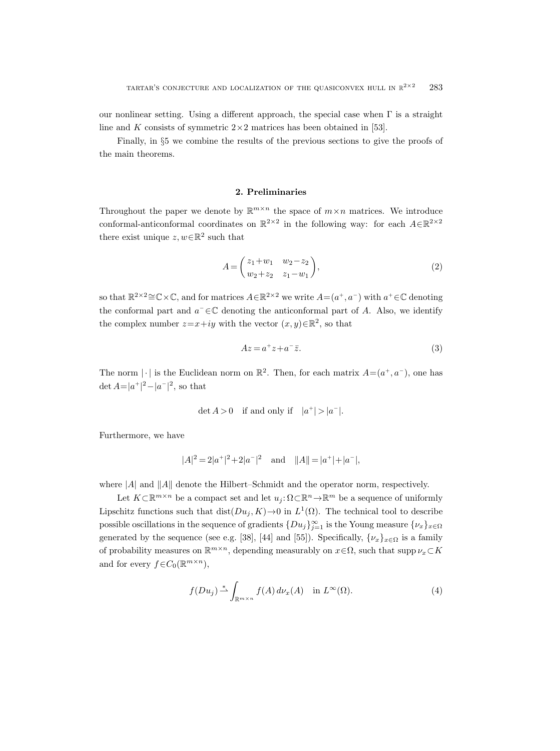our nonlinear setting. Using a different approach, the special case when $\Gamma$ is a straight line and $K$ consists of symmetric $2\times 2$ matrices has been obtained in [53].

Finally, in §5 we combine the results of the previous sections to give the proofs of the main theorems.

## 2. Preliminaries

Throughout the paper we denote by $\mathbb{R}^{m\times n}$ the space of $m\times n$ matrices. We introduce conformal-anticonformal coordinates on $\mathbb{R}^{2\times 2}$ in the following way: for each $A\in\mathbb{R}^{2\times 2}$ there exist unique $z,w\in\mathbb{R}^2$ such that

$$A=\begin{pmatrix} z_1+w_1 & w_2-z_2 \\ w_2+z_2 & z_1-w_1 \end{pmatrix}, \tag{2}$$

so that $\mathbb{R}^{2\times 2}\cong\mathbb{C}\times\mathbb{C}$, and for matrices $A\in\mathbb{R}^{2\times 2}$ we write $A=(a^+,a^-)$ with $a^+\in\mathbb{C}$ denoting the conformal part and $a^-\in\mathbb{C}$ denoting the anticonformal part of $A$. Also, we identify the complex number $z=x+iy$ with the vector $(x,y)\in\mathbb{R}^2$, so that

$$Az=a^+z+a^-\bar{z}. \tag{3}$$

The norm $|\cdot|$ is the Euclidean norm on $\mathbb{R}^2$. Then, for each matrix $A=(a^+,a^-)$, one has $\det A=|a^+|^2-|a^-|^2$, so that

$$\det A>0 \quad \text{if and only if} \quad |a^+|>|a^-|.$$

Furthermore, we have

$$|A|^2=2|a^+|^2+2|a^-|^2 \quad \text{and} \quad \|A\|=|a^+|+|a^-|,$$

where $|A|$ and $\|A\|$ denote the Hilbert–Schmidt and the operator norm, respectively.

Let $K\subset\mathbb{R}^{m\times n}$ be a compact set and let $u_j\colon\Omega\subset\mathbb{R}^n\to\mathbb{R}^m$ be a sequence of uniformly Lipschitz functions such that $\operatorname{dist}(Du_j,K)\to 0$ in $L^1(\Omega)$. The technical tool to describe possible oscillations in the sequence of gradients $\{Du_j\}_{j=1}^{\infty}$ is the Young measure $\{\nu_x\}_{x\in\Omega}$ generated by the sequence (see e.g. [38], [44] and [55]). Specifically, $\{\nu_x\}_{x\in\Omega}$ is a family of probability measures on $\mathbb{R}^{m\times n}$, depending measurably on $x\in\Omega$, such that $\operatorname{supp}\nu_x\subset K$ and for every $f\in C_0(\mathbb{R}^{m\times n})$,

$$f(Du_j)\overset{*}{\rightharpoonup}\int_{\mathbb{R}^{m\times n}} f(A)\,d\nu_x(A) \quad \text{in } L^\infty(\Omega). \tag{4}$$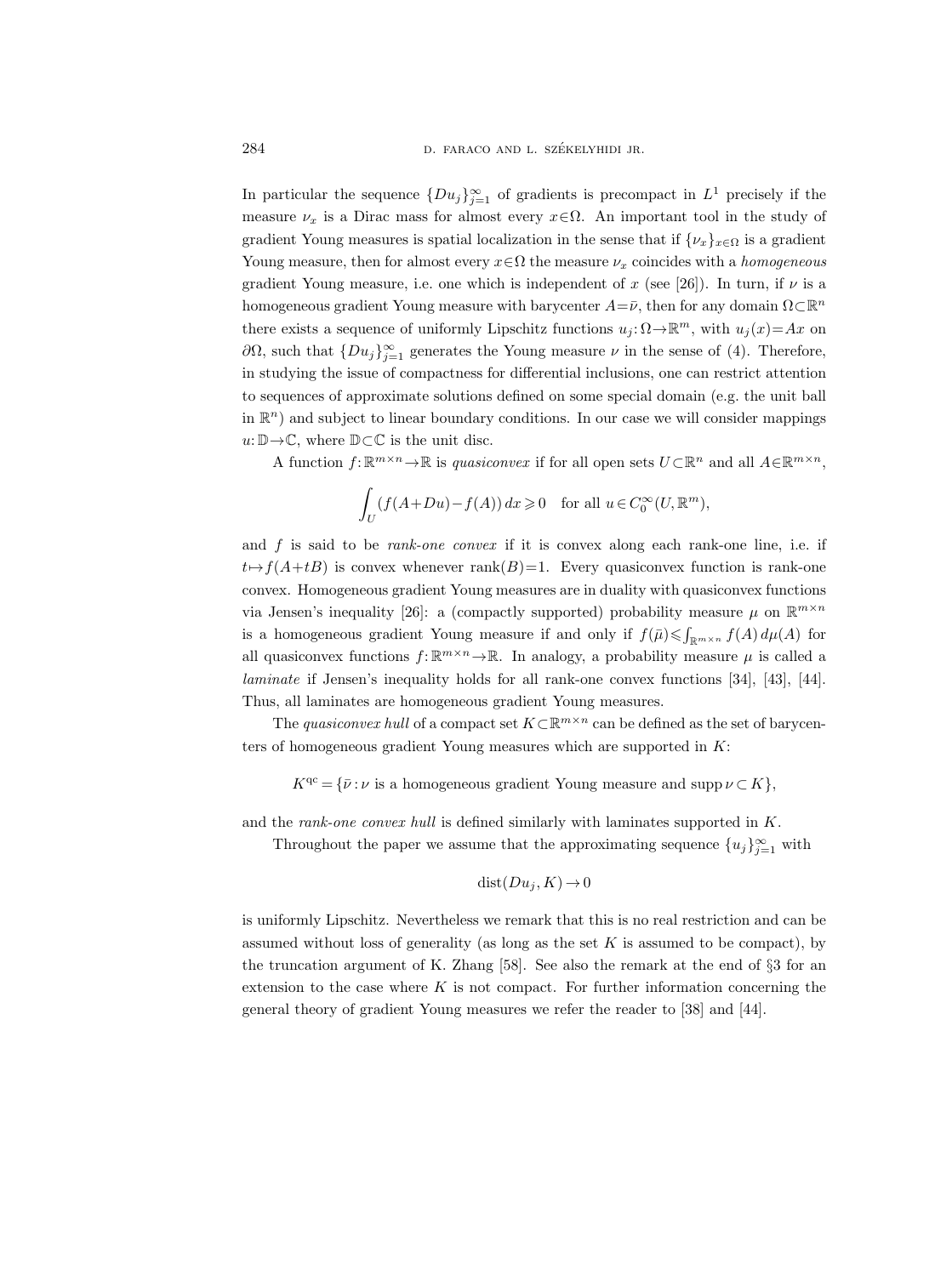In particular the sequence $\{Du_j\}_{j=1}^\infty$ of gradients is precompact in $L^1$ precisely if the measure $\nu_x$ is a Dirac mass for almost every $x\in\Omega$. An important tool in the study of gradient Young measures is spatial localization in the sense that if $\{\nu_x\}_{x\in\Omega}$ is a gradient Young measure, then for almost every $x\in\Omega$ the measure $\nu_x$ coincides with a *homogeneous* gradient Young measure, i.e. one which is independent of $x$ (see [26]). In turn, if $\nu$ is a homogeneous gradient Young measure with barycenter $A=\bar{\nu}$, then for any domain $\Omega\subset\mathbb{R}^n$ there exists a sequence of uniformly Lipschitz functions $u_j:\Omega\to\mathbb{R}^m$, with $u_j(x)=Ax$ on $\partial\Omega$, such that $\{Du_j\}_{j=1}^\infty$ generates the Young measure $\nu$ in the sense of (4). Therefore, in studying the issue of compactness for differential inclusions, one can restrict attention to sequences of approximate solutions defined on some special domain (e.g. the unit ball in $\mathbb{R}^n$) and subject to linear boundary conditions. In our case we will consider mappings $u:\mathbb{D}\to\mathbb{C}$, where $\mathbb{D}\subset\mathbb{C}$ is the unit disc.

A function $f:\mathbb{R}^{m\times n}\to\mathbb{R}$ is *quasiconvex* if for all open sets $U\subset\mathbb{R}^n$ and all $A\in\mathbb{R}^{m\times n}$,

$$\int_U (f(A+Du)-f(A))\,dx \geqslant 0 \quad \text{for all } u\in C_0^\infty(U,\mathbb{R}^m),$$

and $f$ is said to be *rank-one convex* if it is convex along each rank-one line, i.e. if $t\mapsto f(A+tB)$ is convex whenever $\operatorname{rank}(B)=1$. Every quasiconvex function is rank-one convex. Homogeneous gradient Young measures are in duality with quasiconvex functions via Jensen's inequality [26]: a (compactly supported) probability measure $\mu$ on $\mathbb{R}^{m\times n}$ is a homogeneous gradient Young measure if and only if $f(\bar{\mu})\leqslant\int_{\mathbb{R}^{m\times n}} f(A)\,d\mu(A)$ for all quasiconvex functions $f:\mathbb{R}^{m\times n}\to\mathbb{R}$. In analogy, a probability measure $\mu$ is called a *laminate* if Jensen's inequality holds for all rank-one convex functions [34], [43], [44]. Thus, all laminates are homogeneous gradient Young measures.

The *quasiconvex hull* of a compact set $K\subset\mathbb{R}^{m\times n}$ can be defined as the set of barycenters of homogeneous gradient Young measures which are supported in $K$:

$$K^{\mathrm{qc}}=\{\bar{\nu}:\nu \text{ is a homogeneous gradient Young measure and } \operatorname{supp}\nu\subset K\},$$

and the *rank-one convex hull* is defined similarly with laminates supported in $K$.

Throughout the paper we assume that the approximating sequence $\{u_j\}_{j=1}^\infty$ with

$$\operatorname{dist}(Du_j,K)\to 0$$

is uniformly Lipschitz. Nevertheless we remark that this is no real restriction and can be assumed without loss of generality (as long as the set $K$ is assumed to be compact), by the truncation argument of K. Zhang [58]. See also the remark at the end of §3 for an extension to the case where $K$ is not compact. For further information concerning the general theory of gradient Young measures we refer the reader to [38] and [44].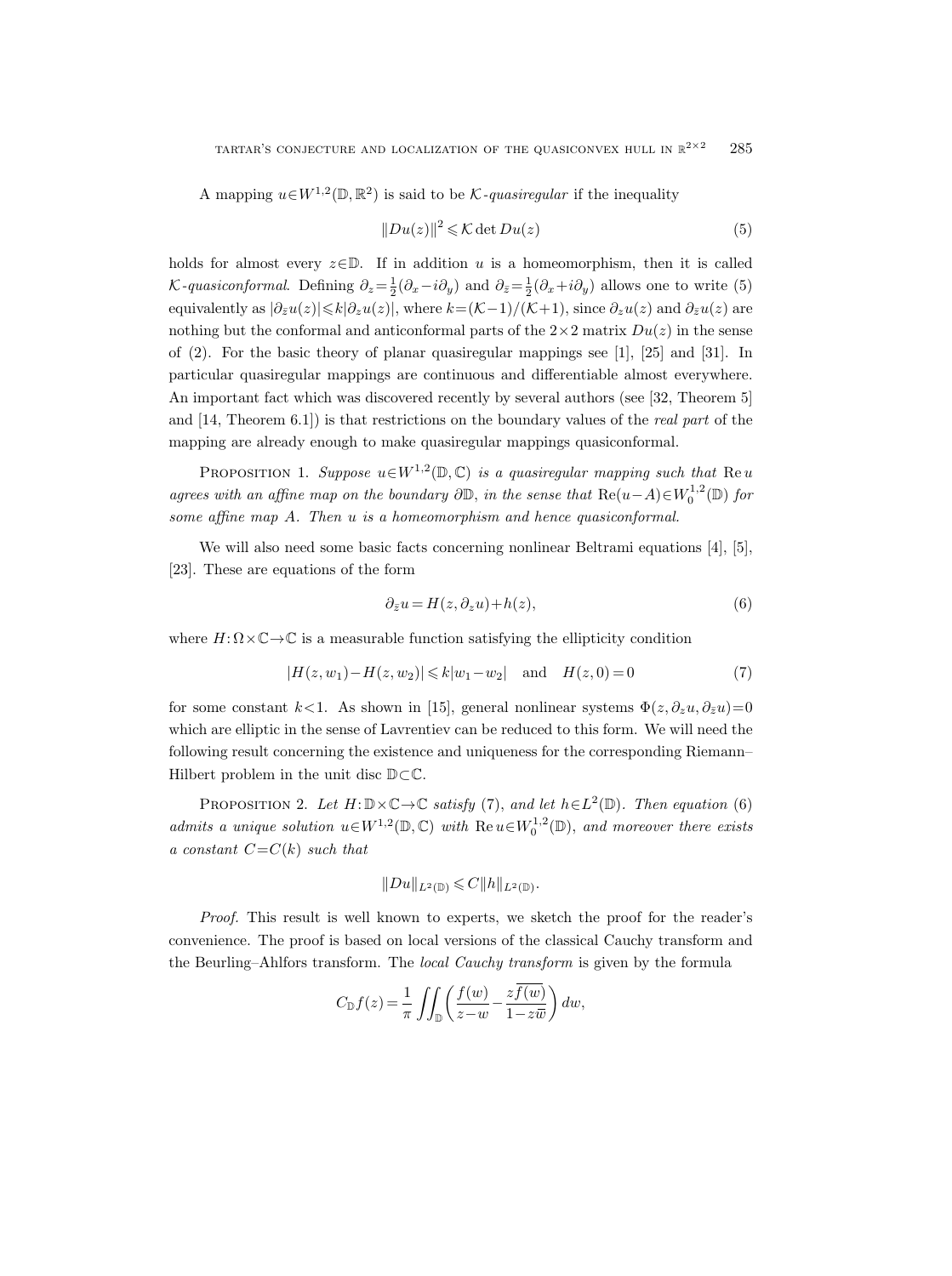A mapping $u\in W^{1,2}(\mathbb{D},\mathbb{R}^2)$ is said to be $\mathcal{K}$-*quasiregular* if the inequality

$$\|Du(z)\|^2 \leqslant \mathcal{K}\det Du(z) \tag{5}$$

holds for almost every $z\in\mathbb{D}$. If in addition $u$ is a homeomorphism, then it is called $\mathcal{K}$-*quasiconformal*. Defining $\partial_z=\frac{1}{2}(\partial_x-i\partial_y)$ and $\partial_{\bar z}=\frac{1}{2}(\partial_x+i\partial_y)$ allows one to write (5) equivalently as $|\partial_{\bar z}u(z)|\leqslant k|\partial_z u(z)|$, where $k=(\mathcal{K}-1)/(\mathcal{K}+1)$, since $\partial_z u(z)$ and $\partial_{\bar z}u(z)$ are nothing but the conformal and anticonformal parts of the $2\times 2$ matrix $Du(z)$ in the sense of (2). For the basic theory of planar quasiregular mappings see [1], [25] and [31]. In particular quasiregular mappings are continuous and differentiable almost everywhere. An important fact which was discovered recently by several authors (see [32, Theorem 5] and [14, Theorem 6.1]) is that restrictions on the boundary values of the *real part* of the mapping are already enough to make quasiregular mappings quasiconformal.

PROPOSITION 1. *Suppose $u\in W^{1,2}(\mathbb{D},\mathbb{C})$ is a quasiregular mapping such that $\operatorname{Re} u$ agrees with an affine map on the boundary $\partial\mathbb{D}$, in the sense that $\operatorname{Re}(u-A)\in W_0^{1,2}(\mathbb{D})$ for some affine map $A$. Then $u$ is a homeomorphism and hence quasiconformal.*

We will also need some basic facts concerning nonlinear Beltrami equations [4], [5], [23]. These are equations of the form

$$\partial_{\bar z}u = H(z,\partial_z u)+h(z), \tag{6}$$

where $H\colon\Omega\times\mathbb{C}\to\mathbb{C}$ is a measurable function satisfying the ellipticity condition

$$|H(z,w_1)-H(z,w_2)|\leqslant k|w_1-w_2| \quad\text{and}\quad H(z,0)=0 \tag{7}$$

for some constant $k<1$. As shown in [15], general nonlinear systems $\Phi(z,\partial_z u,\partial_{\bar z}u)=0$ which are elliptic in the sense of Lavrentiev can be reduced to this form. We will need the following result concerning the existence and uniqueness for the corresponding Riemann–Hilbert problem in the unit disc $\mathbb{D}\subset\mathbb{C}$.

PROPOSITION 2. *Let $H\colon\mathbb{D}\times\mathbb{C}\to\mathbb{C}$ satisfy (7), and let $h\in L^2(\mathbb{D})$. Then equation (6) admits a unique solution $u\in W^{1,2}(\mathbb{D},\mathbb{C})$ with $\operatorname{Re} u\in W_0^{1,2}(\mathbb{D})$, and moreover there exists a constant $C=C(k)$ such that*

$$\|Du\|_{L^2(\mathbb{D})}\leqslant C\|h\|_{L^2(\mathbb{D})}.$$

*Proof.* This result is well known to experts, we sketch the proof for the reader's convenience. The proof is based on local versions of the classical Cauchy transform and the Beurling–Ahlfors transform. The *local Cauchy transform* is given by the formula

$$C_{\mathbb{D}}f(z)=\frac{1}{\pi}\iint_{\mathbb{D}}\left(\frac{f(w)}{z-w}-\frac{z\overline{f(w)}}{1-z\bar w}\right)dw,$$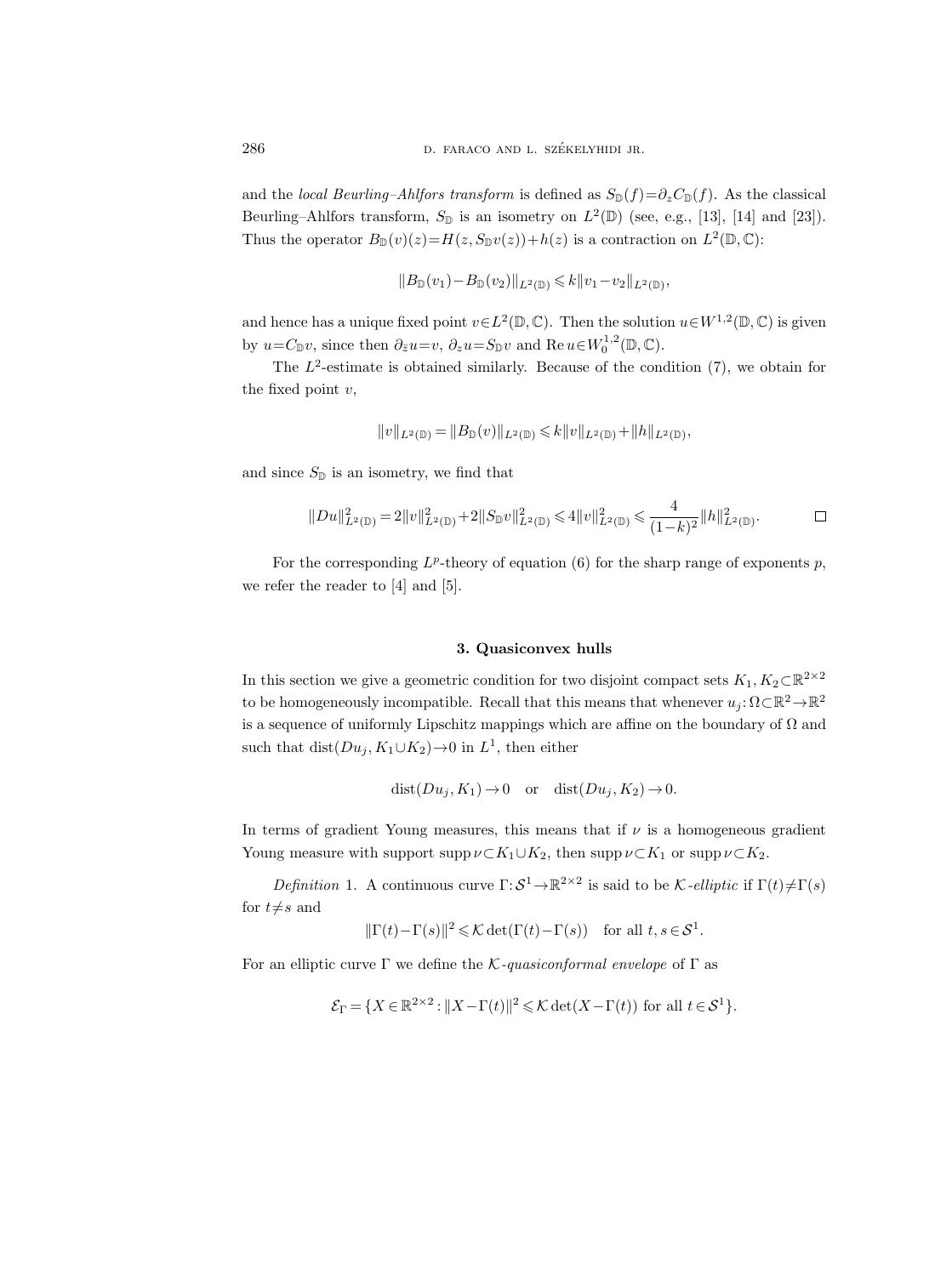and the *local Beurling–Ahlfors transform* is defined as $S_{\mathbb{D}}(f)=\partial_z C_{\mathbb{D}}(f)$. As the classical Beurling–Ahlfors transform, $S_{\mathbb{D}}$ is an isometry on $L^2(\mathbb{D})$ (see, e.g., [13], [14] and [23]). Thus the operator $B_{\mathbb{D}}(v)(z)=H(z,S_{\mathbb{D}}v(z))+h(z)$ is a contraction on $L^2(\mathbb{D},\mathbb{C})$:

$$\|B_{\mathbb{D}}(v_1)-B_{\mathbb{D}}(v_2)\|_{L^2(\mathbb{D})}\leqslant k\|v_1-v_2\|_{L^2(\mathbb{D})},$$

and hence has a unique fixed point $v\in L^2(\mathbb{D},\mathbb{C})$. Then the solution $u\in W^{1,2}(\mathbb{D},\mathbb{C})$ is given by $u=C_{\mathbb{D}}v$, since then $\partial_{\bar z}u=v$, $\partial_z u=S_{\mathbb{D}}v$ and $\operatorname{Re} u\in W_0^{1,2}(\mathbb{D},\mathbb{C})$.

The $L^2$-estimate is obtained similarly. Because of the condition (7), we obtain for the fixed point $v$,

$$\|v\|_{L^2(\mathbb{D})}=\|B_{\mathbb{D}}(v)\|_{L^2(\mathbb{D})}\leqslant k\|v\|_{L^2(\mathbb{D})}+\|h\|_{L^2(\mathbb{D})},$$

and since $S_{\mathbb{D}}$ is an isometry, we find that

$$\|Du\|^2_{L^2(\mathbb{D})}=2\|v\|^2_{L^2(\mathbb{D})}+2\|S_{\mathbb{D}}v\|^2_{L^2(\mathbb{D})}\leqslant 4\|v\|^2_{L^2(\mathbb{D})}\leqslant \frac{4}{(1-k)^2}\|h\|^2_{L^2(\mathbb{D})}. \qquad \square$$

For the corresponding $L^p$-theory of equation (6) for the sharp range of exponents $p$, we refer the reader to [4] and [5].

## 3. Quasiconvex hulls

In this section we give a geometric condition for two disjoint compact sets $K_1,K_2\subset\mathbb{R}^{2\times 2}$ to be homogeneously incompatible. Recall that this means that whenever $u_j:\Omega\subset\mathbb{R}^2\to\mathbb{R}^2$ is a sequence of uniformly Lipschitz mappings which are affine on the boundary of $\Omega$ and such that $\operatorname{dist}(Du_j,K_1\cup K_2)\to 0$ in $L^1$, then either

$$\operatorname{dist}(Du_j,K_1)\to 0 \quad\text{or}\quad \operatorname{dist}(Du_j,K_2)\to 0.$$

In terms of gradient Young measures, this means that if $\nu$ is a homogeneous gradient Young measure with support $\operatorname{supp}\nu\subset K_1\cup K_2$, then $\operatorname{supp}\nu\subset K_1$ or $\operatorname{supp}\nu\subset K_2$.

*Definition* 1. A continuous curve $\Gamma:\mathcal{S}^1\to\mathbb{R}^{2\times 2}$ is said to be $\mathcal{K}$-*elliptic* if $\Gamma(t)\neq\Gamma(s)$ for $t\neq s$ and

$$\|\Gamma(t)-\Gamma(s)\|^2\leqslant\mathcal{K}\det(\Gamma(t)-\Gamma(s))\quad\text{for all } t,s\in\mathcal{S}^1.$$

For an elliptic curve $\Gamma$ we define the $\mathcal{K}$-*quasiconformal envelope* of $\Gamma$ as

$$\mathcal{E}_\Gamma=\{X\in\mathbb{R}^{2\times 2}:\|X-\Gamma(t)\|^2\leqslant\mathcal{K}\det(X-\Gamma(t)) \text{ for all } t\in\mathcal{S}^1\}.$$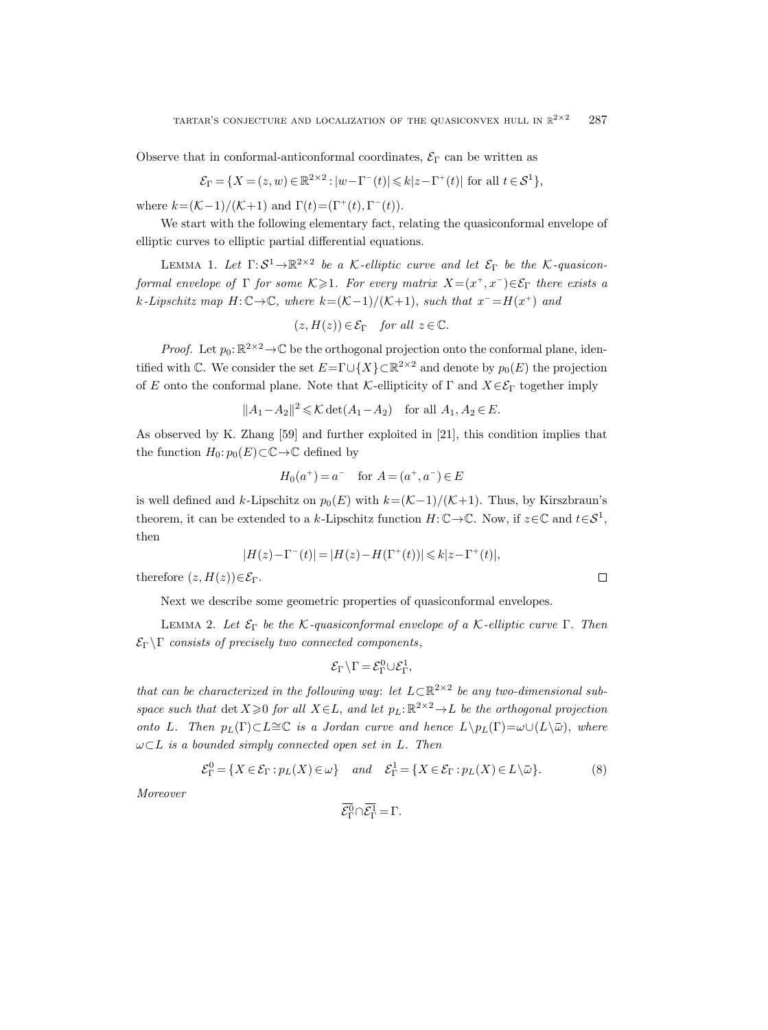Observe that in conformal-anticonformal coordinates, $\mathcal{E}_\Gamma$ can be written as

$$\mathcal{E}_\Gamma = \{X=(z,w)\in\mathbb{R}^{2\times 2} : |w-\Gamma^-(t)| \leqslant k|z-\Gamma^+(t)| \text{ for all } t\in\mathcal{S}^1\},$$

where $k=(\mathcal{K}-1)/(\mathcal{K}+1)$ and $\Gamma(t)=(\Gamma^+(t),\Gamma^-(t))$.

We start with the following elementary fact, relating the quasiconformal envelope of elliptic curves to elliptic partial differential equations.

Lemma 1. *Let $\Gamma:\mathcal{S}^1\to\mathbb{R}^{2\times 2}$ be a $\mathcal{K}$-elliptic curve and let $\mathcal{E}_\Gamma$ be the $\mathcal{K}$-quasiconformal envelope of $\Gamma$ for some $\mathcal{K}\geqslant 1$. For every matrix $X=(x^+,x^-)\in\mathcal{E}_\Gamma$ there exists a $k$-Lipschitz map $H:\mathbb{C}\to\mathbb{C}$, where $k=(\mathcal{K}-1)/(\mathcal{K}+1)$, such that $x^-=H(x^+)$ and*

$$(z,H(z))\in\mathcal{E}_\Gamma \quad \text{for all } z\in\mathbb{C}.$$

*Proof.* Let $p_0:\mathbb{R}^{2\times 2}\to\mathbb{C}$ be the orthogonal projection onto the conformal plane, identified with $\mathbb{C}$. We consider the set $E=\Gamma\cup\{X\}\subset\mathbb{R}^{2\times 2}$ and denote by $p_0(E)$ the projection of $E$ onto the conformal plane. Note that $\mathcal{K}$-ellipticity of $\Gamma$ and $X\in\mathcal{E}_\Gamma$ together imply

$$\|A_1-A_2\|^2 \leqslant \mathcal{K}\det(A_1-A_2) \quad \text{for all } A_1,A_2\in E.$$

As observed by K. Zhang [59] and further exploited in [21], this condition implies that the function $H_0:p_0(E)\subset\mathbb{C}\to\mathbb{C}$ defined by

$$H_0(a^+)=a^- \quad \text{for } A=(a^+,a^-)\in E$$

is well defined and $k$-Lipschitz on $p_0(E)$ with $k=(\mathcal{K}-1)/(\mathcal{K}+1)$. Thus, by Kirszbraun's theorem, it can be extended to a $k$-Lipschitz function $H:\mathbb{C}\to\mathbb{C}$. Now, if $z\in\mathbb{C}$ and $t\in\mathcal{S}^1$, then

$$|H(z)-\Gamma^-(t)| = |H(z)-H(\Gamma^+(t))| \leqslant k|z-\Gamma^+(t)|,$$

therefore $(z,H(z))\in\mathcal{E}_\Gamma$. $\square$

Next we describe some geometric properties of quasiconformal envelopes.

Lemma 2. *Let $\mathcal{E}_\Gamma$ be the $\mathcal{K}$-quasiconformal envelope of a $\mathcal{K}$-elliptic curve $\Gamma$. Then $\mathcal{E}_\Gamma\setminus\Gamma$ consists of precisely two connected components,*

$$\mathcal{E}_\Gamma\setminus\Gamma = \mathcal{E}_\Gamma^0\cup\mathcal{E}_\Gamma^1,$$

*that can be characterized in the following way: let $L\subset\mathbb{R}^{2\times 2}$ be any two-dimensional subspace such that $\det X\geqslant 0$ for all $X\in L$, and let $p_L:\mathbb{R}^{2\times 2}\to L$ be the orthogonal projection onto $L$. Then $p_L(\Gamma)\subset L\cong\mathbb{C}$ is a Jordan curve and hence $L\setminus p_L(\Gamma)=\omega\cup(L\setminus\bar\omega)$, where $\omega\subset L$ is a bounded simply connected open set in $L$. Then*

$$\mathcal{E}_\Gamma^0 = \{X\in\mathcal{E}_\Gamma : p_L(X)\in\omega\} \quad \text{and} \quad \mathcal{E}_\Gamma^1 = \{X\in\mathcal{E}_\Gamma : p_L(X)\in L\setminus\bar\omega\}. \tag{8}$$

*Moreover*

$$\overline{\mathcal{E}_\Gamma^0}\cap\overline{\mathcal{E}_\Gamma^1} = \Gamma.$$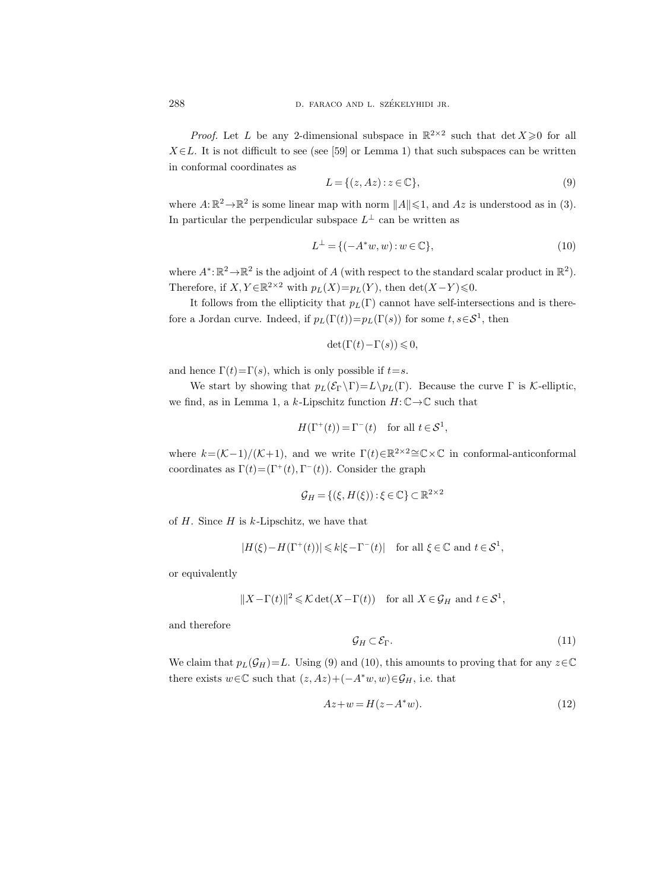*Proof.* Let $L$ be any 2-dimensional subspace in $\mathbb{R}^{2\times 2}$ such that $\det X \geqslant 0$ for all $X \in L$. It is not difficult to see (see [59] or Lemma 1) that such subspaces can be written in conformal coordinates as

$$L = \{(z, Az) : z \in \mathbb{C}\}, \tag{9}$$

where $A: \mathbb{R}^2 \to \mathbb{R}^2$ is some linear map with norm $\|A\| \leqslant 1$, and $Az$ is understood as in (3). In particular the perpendicular subspace $L^\perp$ can be written as

$$L^\perp = \{(-A^* w, w) : w \in \mathbb{C}\}, \tag{10}$$

where $A^*: \mathbb{R}^2 \to \mathbb{R}^2$ is the adjoint of $A$ (with respect to the standard scalar product in $\mathbb{R}^2$). Therefore, if $X, Y \in \mathbb{R}^{2\times 2}$ with $p_L(X) = p_L(Y)$, then $\det(X - Y) \leqslant 0$.

It follows from the ellipticity that $p_L(\Gamma)$ cannot have self-intersections and is therefore a Jordan curve. Indeed, if $p_L(\Gamma(t)) = p_L(\Gamma(s))$ for some $t, s \in \mathcal{S}^1$, then

$$\det(\Gamma(t) - \Gamma(s)) \leqslant 0,$$

and hence $\Gamma(t) = \Gamma(s)$, which is only possible if $t = s$.

We start by showing that $p_L(\mathcal{E}_\Gamma \setminus \Gamma) = L \setminus p_L(\Gamma)$. Because the curve $\Gamma$ is $\mathcal{K}$-elliptic, we find, as in Lemma 1, a $k$-Lipschitz function $H: \mathbb{C} \to \mathbb{C}$ such that

$$H(\Gamma^+(t)) = \Gamma^-(t) \quad \text{for all } t \in \mathcal{S}^1,$$

where $k = (\mathcal{K} - 1)/(\mathcal{K} + 1)$, and we write $\Gamma(t) \in \mathbb{R}^{2\times 2} \cong \mathbb{C} \times \mathbb{C}$ in conformal-anticonformal coordinates as $\Gamma(t) = (\Gamma^+(t), \Gamma^-(t))$. Consider the graph

$$\mathcal{G}_H = \{(\xi, H(\xi)) : \xi \in \mathbb{C}\} \subset \mathbb{R}^{2\times 2}$$

of $H$. Since $H$ is $k$-Lipschitz, we have that

$$|H(\xi) - H(\Gamma^+(t))| \leqslant k |\xi - \Gamma^-(t)| \quad \text{for all } \xi \in \mathbb{C} \text{ and } t \in \mathcal{S}^1,$$

or equivalently

$$\|X - \Gamma(t)\|^2 \leqslant \mathcal{K} \det(X - \Gamma(t)) \quad \text{for all } X \in \mathcal{G}_H \text{ and } t \in \mathcal{S}^1,$$

and therefore

$$\mathcal{G}_H \subset \mathcal{E}_\Gamma. \tag{11}$$

We claim that $p_L(\mathcal{G}_H) = L$. Using (9) and (10), this amounts to proving that for any $z \in \mathbb{C}$ there exists $w \in \mathbb{C}$ such that $(z, Az) + (-A^* w, w) \in \mathcal{G}_H$, i.e. that

$$Az + w = H(z - A^* w). \tag{12}$$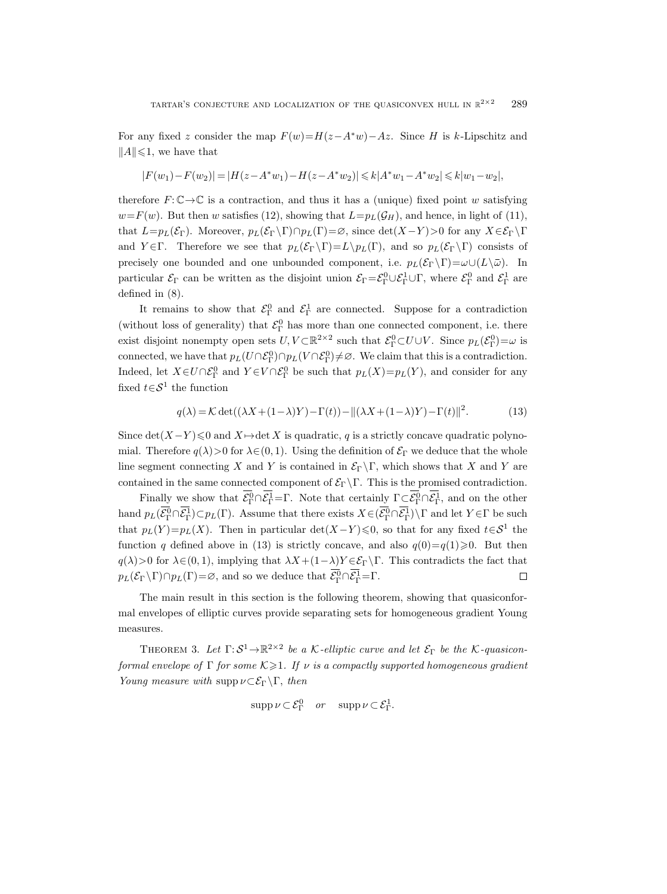For any fixed $z$ consider the map $F(w)=H(z-A^*w)-Az$. Since $H$ is $k$-Lipschitz and $\|A\|\leqslant 1$, we have that

$$|F(w_1)-F(w_2)|=|H(z-A^*w_1)-H(z-A^*w_2)|\leqslant k|A^*w_1-A^*w_2|\leqslant k|w_1-w_2|,$$

therefore $F:\mathbb{C}\to\mathbb{C}$ is a contraction, and thus it has a (unique) fixed point $w$ satisfying $w=F(w)$. But then $w$ satisfies (12), showing that $L=p_L(\mathcal{G}_H)$, and hence, in light of (11), that $L=p_L(\mathcal{E}_\Gamma)$. Moreover, $p_L(\mathcal{E}_\Gamma\setminus\Gamma)\cap p_L(\Gamma)=\varnothing$, since $\det(X-Y)>0$ for any $X\in\mathcal{E}_\Gamma\setminus\Gamma$ and $Y\in\Gamma$. Therefore we see that $p_L(\mathcal{E}_\Gamma\setminus\Gamma)=L\setminus p_L(\Gamma)$, and so $p_L(\mathcal{E}_\Gamma\setminus\Gamma)$ consists of precisely one bounded and one unbounded component, i.e. $p_L(\mathcal{E}_\Gamma\setminus\Gamma)=\omega\cup(L\setminus\bar{\omega})$. In particular $\mathcal{E}_\Gamma$ can be written as the disjoint union $\mathcal{E}_\Gamma=\mathcal{E}_\Gamma^0\cup\mathcal{E}_\Gamma^1\cup\Gamma$, where $\mathcal{E}_\Gamma^0$ and $\mathcal{E}_\Gamma^1$ are defined in (8).

It remains to show that $\mathcal{E}_\Gamma^0$ and $\mathcal{E}_\Gamma^1$ are connected. Suppose for a contradiction (without loss of generality) that $\mathcal{E}_\Gamma^0$ has more than one connected component, i.e. there exist disjoint nonempty open sets $U,V\subset\mathbb{R}^{2\times 2}$ such that $\mathcal{E}_\Gamma^0\subset U\cup V$. Since $p_L(\mathcal{E}_\Gamma^0)=\omega$ is connected, we have that $p_L(U\cap\mathcal{E}_\Gamma^0)\cap p_L(V\cap\mathcal{E}_\Gamma^0)\neq\varnothing$. We claim that this is a contradiction. Indeed, let $X\in U\cap\mathcal{E}_\Gamma^0$ and $Y\in V\cap\mathcal{E}_\Gamma^0$ be such that $p_L(X)=p_L(Y)$, and consider for any fixed $t\in\mathcal{S}^1$ the function

$$q(\lambda)=\mathcal{K}\det((\lambda X+(1-\lambda)Y)-\Gamma(t))-\|(\lambda X+(1-\lambda)Y)-\Gamma(t)\|^2. \tag{13}$$

Since $\det(X-Y)\leqslant 0$ and $X\mapsto\det X$ is quadratic, $q$ is a strictly concave quadratic polynomial. Therefore $q(\lambda)>0$ for $\lambda\in(0,1)$. Using the definition of $\mathcal{E}_\Gamma$ we deduce that the whole line segment connecting $X$ and $Y$ is contained in $\mathcal{E}_\Gamma\setminus\Gamma$, which shows that $X$ and $Y$ are contained in the same connected component of $\mathcal{E}_\Gamma\setminus\Gamma$. This is the promised contradiction.

Finally we show that $\overline{\mathcal{E}_\Gamma^0}\cap\overline{\mathcal{E}_\Gamma^1}=\Gamma$. Note that certainly $\Gamma\subset\overline{\mathcal{E}_\Gamma^0}\cap\overline{\mathcal{E}_\Gamma^1}$, and on the other hand $p_L(\overline{\mathcal{E}_\Gamma^0}\cap\overline{\mathcal{E}_\Gamma^1})\subset p_L(\Gamma)$. Assume that there exists $X\in(\overline{\mathcal{E}_\Gamma^0}\cap\overline{\mathcal{E}_\Gamma^1})\setminus\Gamma$ and let $Y\in\Gamma$ be such that $p_L(Y)=p_L(X)$. Then in particular $\det(X-Y)\leqslant 0$, so that for any fixed $t\in\mathcal{S}^1$ the function $q$ defined above in (13) is strictly concave, and also $q(0)=q(1)\geqslant 0$. But then $q(\lambda)>0$ for $\lambda\in(0,1)$, implying that $\lambda X+(1-\lambda)Y\in\mathcal{E}_\Gamma\setminus\Gamma$. This contradicts the fact that $p_L(\mathcal{E}_\Gamma\setminus\Gamma)\cap p_L(\Gamma)=\varnothing$, and so we deduce that $\overline{\mathcal{E}_\Gamma^0}\cap\overline{\mathcal{E}_\Gamma^1}=\Gamma$. $\square$

The main result in this section is the following theorem, showing that quasiconformal envelopes of elliptic curves provide separating sets for homogeneous gradient Young measures.

Theorem 3. *Let $\Gamma:\mathcal{S}^1\to\mathbb{R}^{2\times 2}$ be a $\mathcal{K}$-elliptic curve and let $\mathcal{E}_\Gamma$ be the $\mathcal{K}$-quasiconformal envelope of $\Gamma$ for some $\mathcal{K}\geqslant 1$. If $\nu$ is a compactly supported homogeneous gradient Young measure with $\operatorname{supp}\nu\subset\mathcal{E}_\Gamma\setminus\Gamma$, then*

$$\operatorname{supp}\nu\subset\mathcal{E}_\Gamma^0 \quad \textit{or} \quad \operatorname{supp}\nu\subset\mathcal{E}_\Gamma^1.$$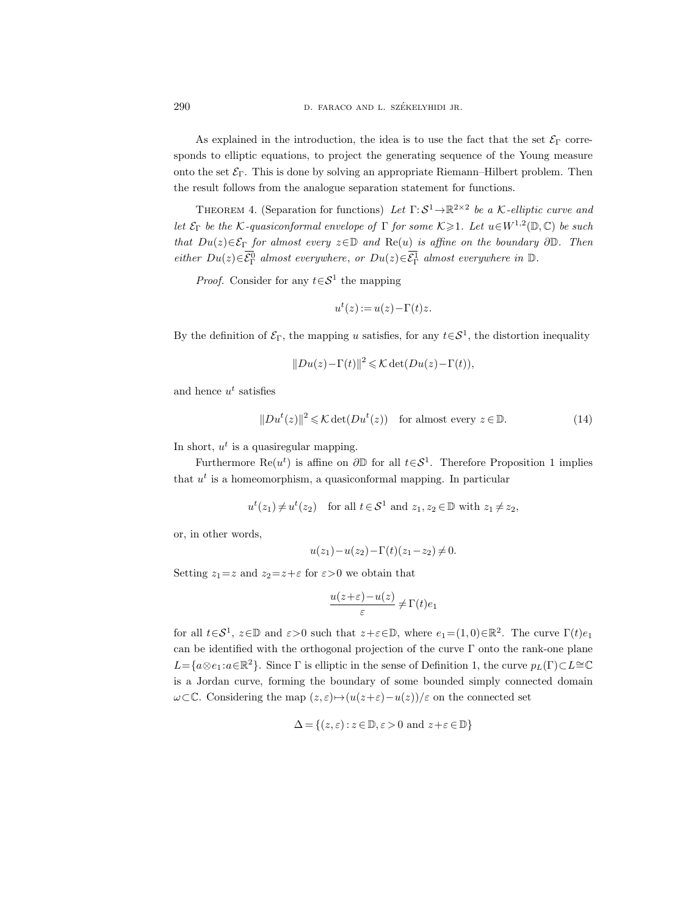As explained in the introduction, the idea is to use the fact that the set $\mathcal{E}_\Gamma$ corresponds to elliptic equations, to project the generating sequence of the Young measure onto the set $\mathcal{E}_\Gamma$. This is done by solving an appropriate Riemann–Hilbert problem. Then the result follows from the analogue separation statement for functions.

THEOREM 4. (Separation for functions) *Let $\Gamma:\mathcal{S}^1\to\mathbb{R}^{2\times 2}$ be a $\mathcal{K}$-elliptic curve and let $\mathcal{E}_\Gamma$ be the $\mathcal{K}$-quasiconformal envelope of $\Gamma$ for some $\mathcal{K}\geqslant 1$. Let $u\in W^{1,2}(\mathbb{D},\mathbb{C})$ be such that $Du(z)\in\mathcal{E}_\Gamma$ for almost every $z\in\mathbb{D}$ and $\mathrm{Re}(u)$ is affine on the boundary $\partial\mathbb{D}$. Then either $Du(z)\in\overline{\mathcal{E}_\Gamma^0}$ almost everywhere, or $Du(z)\in\overline{\mathcal{E}_\Gamma^1}$ almost everywhere in $\mathbb{D}$.*

*Proof.* Consider for any $t\in\mathcal{S}^1$ the mapping

$$u^t(z) := u(z)-\Gamma(t)z.$$

By the definition of $\mathcal{E}_\Gamma$, the mapping $u$ satisfies, for any $t\in\mathcal{S}^1$, the distortion inequality

$$\|Du(z)-\Gamma(t)\|^2\leqslant \mathcal{K}\det(Du(z)-\Gamma(t)),$$

and hence $u^t$ satisfies

$$\|Du^t(z)\|^2\leqslant \mathcal{K}\det(Du^t(z))\quad\text{for almost every } z\in\mathbb{D}. \tag{14}$$

In short, $u^t$ is a quasiregular mapping.

Furthermore $\mathrm{Re}(u^t)$ is affine on $\partial\mathbb{D}$ for all $t\in\mathcal{S}^1$. Therefore Proposition 1 implies that $u^t$ is a homeomorphism, a quasiconformal mapping. In particular

$$u^t(z_1)\neq u^t(z_2)\quad\text{for all } t\in\mathcal{S}^1 \text{ and } z_1,z_2\in\mathbb{D} \text{ with } z_1\neq z_2,$$

or, in other words,

$$u(z_1)-u(z_2)-\Gamma(t)(z_1-z_2)\neq 0.$$

Setting $z_1=z$ and $z_2=z+\varepsilon$ for $\varepsilon>0$ we obtain that

$$\frac{u(z+\varepsilon)-u(z)}{\varepsilon}\neq\Gamma(t)e_1$$

for all $t\in\mathcal{S}^1$, $z\in\mathbb{D}$ and $\varepsilon>0$ such that $z+\varepsilon\in\mathbb{D}$, where $e_1=(1,0)\in\mathbb{R}^2$. The curve $\Gamma(t)e_1$ can be identified with the orthogonal projection of the curve $\Gamma$ onto the rank-one plane $L=\{a\otimes e_1: a\in\mathbb{R}^2\}$. Since $\Gamma$ is elliptic in the sense of Definition 1, the curve $p_L(\Gamma)\subset L\cong\mathbb{C}$ is a Jordan curve, forming the boundary of some bounded simply connected domain $\omega\subset\mathbb{C}$. Considering the map $(z,\varepsilon)\mapsto(u(z+\varepsilon)-u(z))/\varepsilon$ on the connected set

$$\Delta=\{(z,\varepsilon): z\in\mathbb{D},\varepsilon>0 \text{ and } z+\varepsilon\in\mathbb{D}\}$$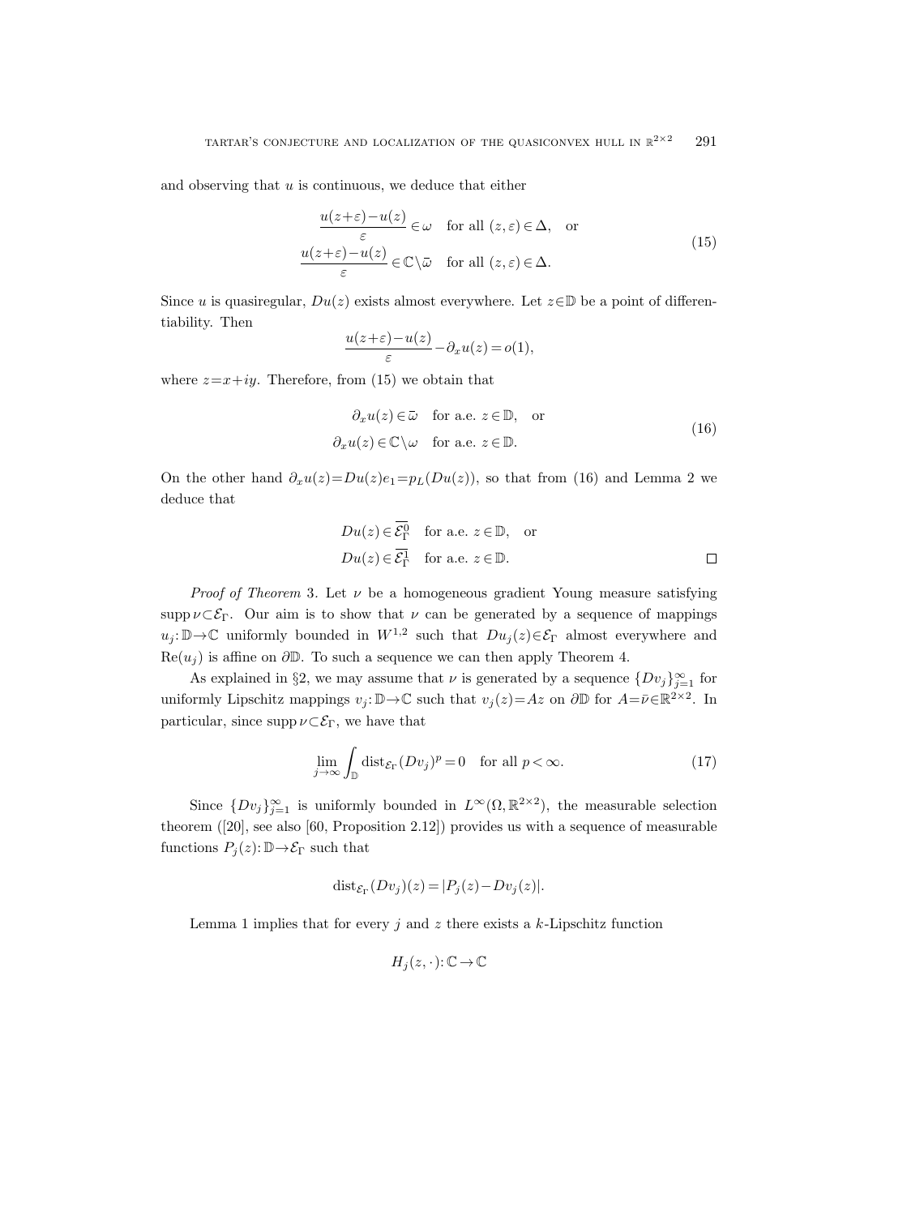and observing that $u$ is continuous, we deduce that either

$$
\begin{aligned}
\frac{u(z+\varepsilon)-u(z)}{\varepsilon} &\in \omega \quad \text{for all } (z,\varepsilon)\in\Delta, \quad \text{or} \\
\frac{u(z+\varepsilon)-u(z)}{\varepsilon} &\in \mathbb{C}\setminus\bar{\omega} \quad \text{for all } (z,\varepsilon)\in\Delta.
\end{aligned}
\tag{15}
$$

Since $u$ is quasiregular, $Du(z)$ exists almost everywhere. Let $z\in\mathbb{D}$ be a point of differentiability. Then

$$
\frac{u(z+\varepsilon)-u(z)}{\varepsilon}-\partial_x u(z)=o(1),
$$

where $z=x+iy$. Therefore, from (15) we obtain that

$$
\begin{aligned}
\partial_x u(z) &\in \bar{\omega} \quad \text{for a.e. } z\in\mathbb{D}, \quad \text{or} \\
\partial_x u(z) &\in \mathbb{C}\setminus\omega \quad \text{for a.e. } z\in\mathbb{D}.
\end{aligned}
\tag{16}
$$

On the other hand $\partial_x u(z)=Du(z)e_1=p_L(Du(z))$, so that from (16) and Lemma 2 we deduce that

$$
\begin{aligned}
Du(z) &\in \overline{\mathcal{E}_\Gamma^0} \quad \text{for a.e. } z\in\mathbb{D}, \quad \text{or} \\
Du(z) &\in \overline{\mathcal{E}_\Gamma^1} \quad \text{for a.e. } z\in\mathbb{D}.
\end{aligned}
$$

□

*Proof of Theorem* 3. Let $\nu$ be a homogeneous gradient Young measure satisfying $\operatorname{supp}\nu\subset\mathcal{E}_\Gamma$. Our aim is to show that $\nu$ can be generated by a sequence of mappings $u_j\colon\mathbb{D}\to\mathbb{C}$ uniformly bounded in $W^{1,2}$ such that $Du_j(z)\in\mathcal{E}_\Gamma$ almost everywhere and $\operatorname{Re}(u_j)$ is affine on $\partial\mathbb{D}$. To such a sequence we can then apply Theorem 4.

As explained in §2, we may assume that $\nu$ is generated by a sequence $\{Dv_j\}_{j=1}^\infty$ for uniformly Lipschitz mappings $v_j\colon\mathbb{D}\to\mathbb{C}$ such that $v_j(z)=Az$ on $\partial\mathbb{D}$ for $A=\bar{\nu}\in\mathbb{R}^{2\times2}$. In particular, since $\operatorname{supp}\nu\subset\mathcal{E}_\Gamma$, we have that

$$
\lim_{j\to\infty}\int_{\mathbb{D}}\operatorname{dist}_{\mathcal{E}_\Gamma}(Dv_j)^p=0 \quad \text{for all } p<\infty. \tag{17}
$$

Since $\{Dv_j\}_{j=1}^\infty$ is uniformly bounded in $L^\infty(\Omega,\mathbb{R}^{2\times2})$, the measurable selection theorem ([20], see also [60, Proposition 2.12]) provides us with a sequence of measurable functions $P_j(z)\colon\mathbb{D}\to\mathcal{E}_\Gamma$ such that

$$
\operatorname{dist}_{\mathcal{E}_\Gamma}(Dv_j)(z)=|P_j(z)-Dv_j(z)|.
$$

Lemma 1 implies that for every $j$ and $z$ there exists a $k$-Lipschitz function

$$
H_j(z,\cdot)\colon\mathbb{C}\to\mathbb{C}
$$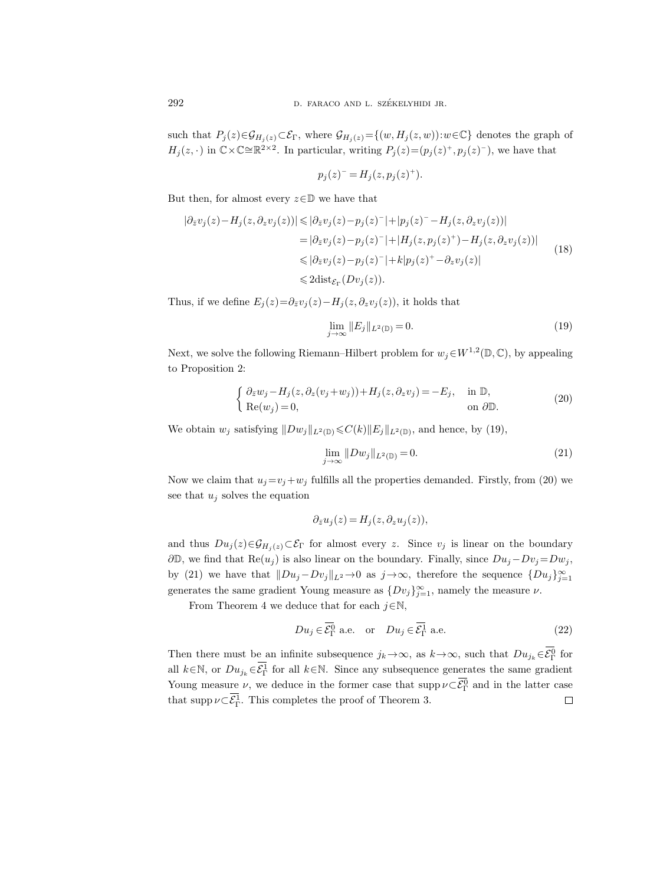such that $P_j(z)\in\mathcal{G}_{H_j(z)}\subset\mathcal{E}_\Gamma$, where $\mathcal{G}_{H_j(z)}=\{(w,H_j(z,w)):w\in\mathbb{C}\}$ denotes the graph of $H_j(z,\cdot)$ in $\mathbb{C}\times\mathbb{C}\cong\mathbb{R}^{2\times 2}$. In particular, writing $P_j(z)=(p_j(z)^+,p_j(z)^-)$, we have that

$$p_j(z)^- = H_j(z,p_j(z)^+).$$

But then, for almost every $z\in\mathbb{D}$ we have that

$$\begin{aligned}
|\partial_{\bar z}v_j(z)-H_j(z,\partial_z v_j(z))| &\leqslant |\partial_{\bar z}v_j(z)-p_j(z)^-|+|p_j(z)^- - H_j(z,\partial_z v_j(z))| \\
&= |\partial_{\bar z}v_j(z)-p_j(z)^-|+|H_j(z,p_j(z)^+)-H_j(z,\partial_z v_j(z))| \\
&\leqslant |\partial_{\bar z}v_j(z)-p_j(z)^-|+k|p_j(z)^+ - \partial_z v_j(z)| \\
&\leqslant 2\operatorname{dist}_{\mathcal{E}_\Gamma}(Dv_j(z)).
\end{aligned} \tag{18}$$

Thus, if we define $E_j(z)=\partial_{\bar z}v_j(z)-H_j(z,\partial_z v_j(z))$, it holds that

$$\lim_{j\to\infty}\|E_j\|_{L^2(\mathbb{D})}=0. \tag{19}$$

Next, we solve the following Riemann–Hilbert problem for $w_j\in W^{1,2}(\mathbb{D},\mathbb{C})$, by appealing to Proposition 2:

$$\begin{cases} \partial_{\bar z}w_j - H_j(z,\partial_z(v_j+w_j))+H_j(z,\partial_z v_j) = -E_j, & \text{in } \mathbb{D}, \\ \operatorname{Re}(w_j)=0, & \text{on } \partial\mathbb{D}. \end{cases} \tag{20}$$

We obtain $w_j$ satisfying $\|Dw_j\|_{L^2(\mathbb{D})}\leqslant C(k)\|E_j\|_{L^2(\mathbb{D})}$, and hence, by (19),

$$\lim_{j\to\infty}\|Dw_j\|_{L^2(\mathbb{D})}=0. \tag{21}$$

Now we claim that $u_j=v_j+w_j$ fulfills all the properties demanded. Firstly, from (20) we see that $u_j$ solves the equation

$$\partial_{\bar z}u_j(z)=H_j(z,\partial_z u_j(z)),$$

and thus $Du_j(z)\in\mathcal{G}_{H_j(z)}\subset\mathcal{E}_\Gamma$ for almost every $z$. Since $v_j$ is linear on the boundary $\partial\mathbb{D}$, we find that $\operatorname{Re}(u_j)$ is also linear on the boundary. Finally, since $Du_j-Dv_j=Dw_j$, by (21) we have that $\|Du_j-Dv_j\|_{L^2}\to 0$ as $j\to\infty$, therefore the sequence $\{Du_j\}_{j=1}^\infty$ generates the same gradient Young measure as $\{Dv_j\}_{j=1}^\infty$, namely the measure $\nu$.

From Theorem 4 we deduce that for each $j\in\mathbb{N}$,

$$Du_j\in\overline{\mathcal{E}_\Gamma^0} \text{ a.e.} \quad\text{or}\quad Du_j\in\overline{\mathcal{E}_\Gamma^1} \text{ a.e.} \tag{22}$$

Then there must be an infinite subsequence $j_k\to\infty$, as $k\to\infty$, such that $Du_{j_k}\in\overline{\mathcal{E}_\Gamma^0}$ for all $k\in\mathbb{N}$, or $Du_{j_k}\in\overline{\mathcal{E}_\Gamma^1}$ for all $k\in\mathbb{N}$. Since any subsequence generates the same gradient Young measure $\nu$, we deduce in the former case that $\operatorname{supp}\nu\subset\overline{\mathcal{E}_\Gamma^0}$ and in the latter case that $\operatorname{supp}\nu\subset\overline{\mathcal{E}_\Gamma^1}$. This completes the proof of Theorem 3. $\square$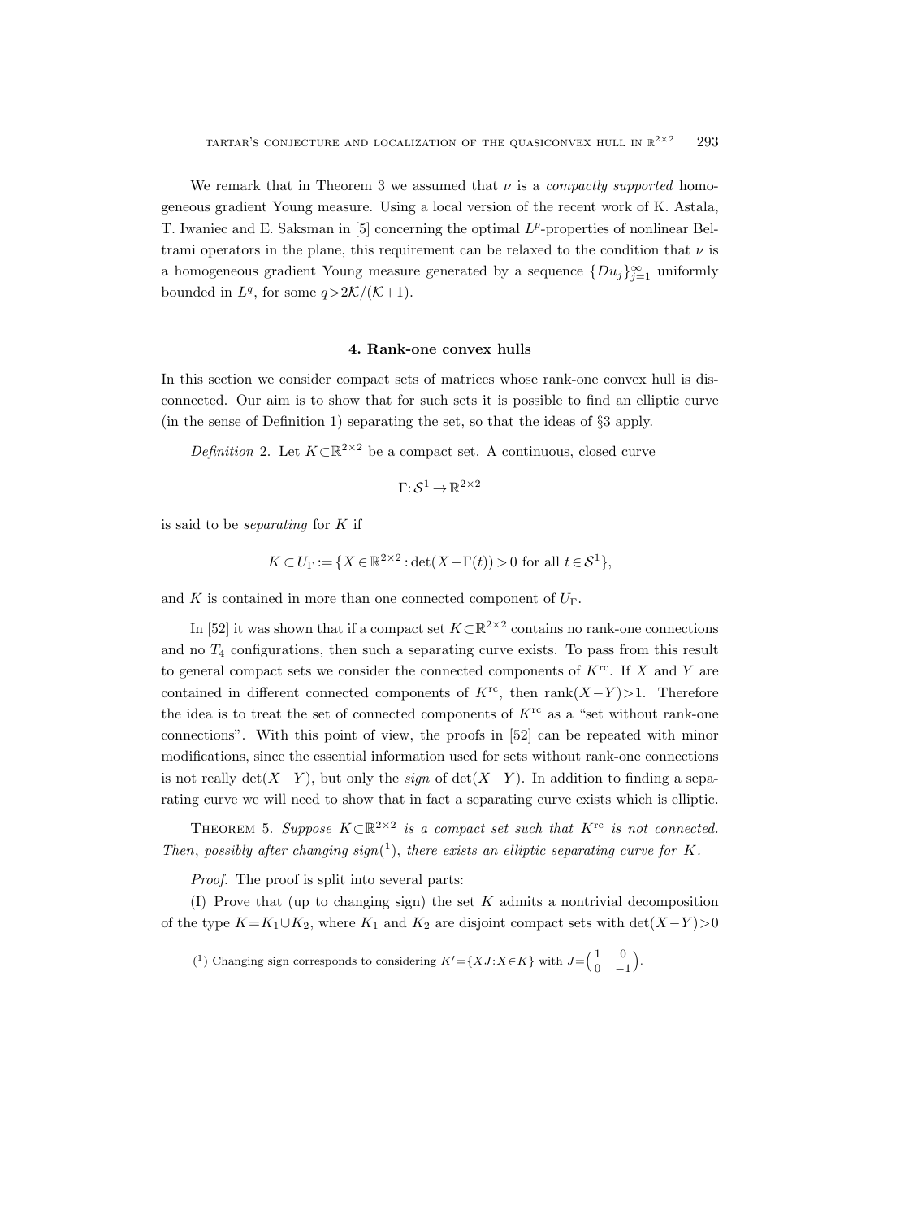We remark that in Theorem 3 we assumed that $\nu$ is a *compactly supported* homogeneous gradient Young measure. Using a local version of the recent work of K. Astala, T. Iwaniec and E. Saksman in [5] concerning the optimal $L^p$-properties of nonlinear Beltrami operators in the plane, this requirement can be relaxed to the condition that $\nu$ is a homogeneous gradient Young measure generated by a sequence $\{Du_j\}_{j=1}^{\infty}$ uniformly bounded in $L^q$, for some $q > 2\mathcal{K}/(\mathcal{K}+1)$.

## 4. Rank-one convex hulls

In this section we consider compact sets of matrices whose rank-one convex hull is disconnected. Our aim is to show that for such sets it is possible to find an elliptic curve (in the sense of Definition 1) separating the set, so that the ideas of §3 apply.

*Definition* 2. Let $K \subset \mathbb{R}^{2\times 2}$ be a compact set. A continuous, closed curve

$$\Gamma: \mathcal{S}^1 \to \mathbb{R}^{2\times 2}$$

is said to be *separating* for $K$ if

$$K \subset U_\Gamma := \{X \in \mathbb{R}^{2\times 2} : \det(X - \Gamma(t)) > 0 \text{ for all } t \in \mathcal{S}^1\},$$

and $K$ is contained in more than one connected component of $U_\Gamma$.

In [52] it was shown that if a compact set $K \subset \mathbb{R}^{2\times 2}$ contains no rank-one connections and no $T_4$ configurations, then such a separating curve exists. To pass from this result to general compact sets we consider the connected components of $K^{\mathrm{rc}}$. If $X$ and $Y$ are contained in different connected components of $K^{\mathrm{rc}}$, then $\mathrm{rank}(X-Y) > 1$. Therefore the idea is to treat the set of connected components of $K^{\mathrm{rc}}$ as a "set without rank-one connections". With this point of view, the proofs in [52] can be repeated with minor modifications, since the essential information used for sets without rank-one connections is not really $\det(X-Y)$, but only the *sign* of $\det(X-Y)$. In addition to finding a separating curve we will need to show that in fact a separating curve exists which is elliptic.

THEOREM 5. *Suppose $K \subset \mathbb{R}^{2\times 2}$ is a compact set such that $K^{\mathrm{rc}}$ is not connected. Then, possibly after changing sign*(1), *there exists an elliptic separating curve for $K$.*

*Proof.* The proof is split into several parts:

(I) Prove that (up to changing sign) the set $K$ admits a nontrivial decomposition of the type $K = K_1 \cup K_2$, where $K_1$ and $K_2$ are disjoint compact sets with $\det(X-Y) > 0$

---

(1) Changing sign corresponds to considering $K' = \{XJ : X \in K\}$ with $J = \begin{pmatrix} 1 & 0 \\ 0 & -1 \end{pmatrix}$.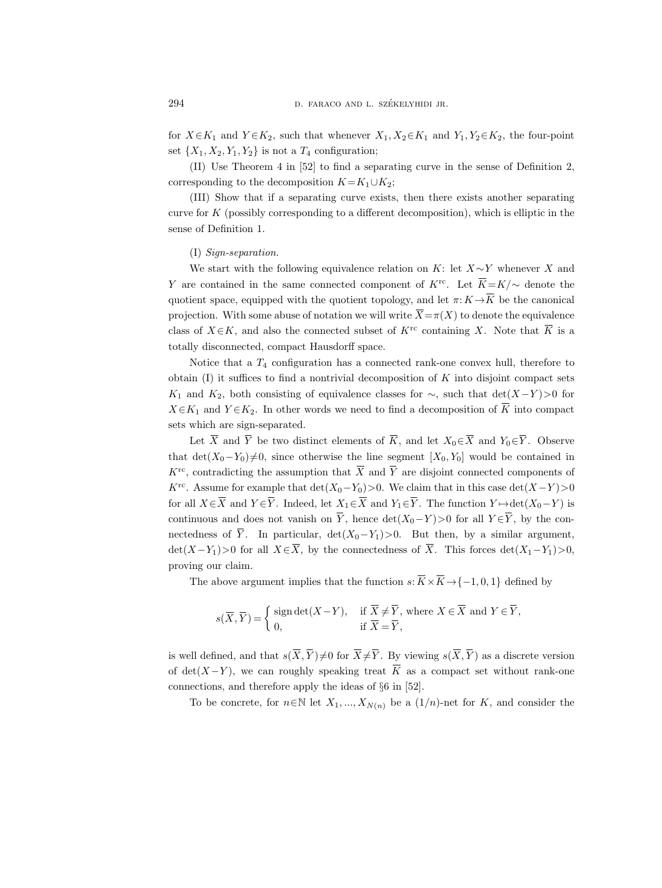for $X\in K_1$ and $Y\in K_2$, such that whenever $X_1,X_2\in K_1$ and $Y_1,Y_2\in K_2$, the four-point set $\{X_1,X_2,Y_1,Y_2\}$ is not a $T_4$ configuration;

(II) Use Theorem 4 in [52] to find a separating curve in the sense of Definition 2, corresponding to the decomposition $K=K_1\cup K_2$;

(III) Show that if a separating curve exists, then there exists another separating curve for $K$ (possibly corresponding to a different decomposition), which is elliptic in the sense of Definition 1.

(I) *Sign-separation.*

We start with the following equivalence relation on $K$: let $X\sim Y$ whenever $X$ and $Y$ are contained in the same connected component of $K^{\mathrm{rc}}$. Let $\overline{K}=K/\sim$ denote the quotient space, equipped with the quotient topology, and let $\pi\colon K\to\overline{K}$ be the canonical projection. With some abuse of notation we will write $\overline{X}=\pi(X)$ to denote the equivalence class of $X\in K$, and also the connected subset of $K^{\mathrm{rc}}$ containing $X$. Note that $\overline{K}$ is a totally disconnected, compact Hausdorff space.

Notice that a $T_4$ configuration has a connected rank-one convex hull, therefore to obtain (I) it suffices to find a nontrivial decomposition of $K$ into disjoint compact sets $K_1$ and $K_2$, both consisting of equivalence classes for $\sim$, such that $\det(X-Y)>0$ for $X\in K_1$ and $Y\in K_2$. In other words we need to find a decomposition of $\overline{K}$ into compact sets which are sign-separated.

Let $\overline{X}$ and $\overline{Y}$ be two distinct elements of $\overline{K}$, and let $X_0\in\overline{X}$ and $Y_0\in\overline{Y}$. Observe that $\det(X_0-Y_0)\neq 0$, since otherwise the line segment $[X_0,Y_0]$ would be contained in $K^{\mathrm{rc}}$, contradicting the assumption that $\overline{X}$ and $\overline{Y}$ are disjoint connected components of $K^{\mathrm{rc}}$. Assume for example that $\det(X_0-Y_0)>0$. We claim that in this case $\det(X-Y)>0$ for all $X\in\overline{X}$ and $Y\in\overline{Y}$. Indeed, let $X_1\in\overline{X}$ and $Y_1\in\overline{Y}$. The function $Y\mapsto\det(X_0-Y)$ is continuous and does not vanish on $\overline{Y}$, hence $\det(X_0-Y)>0$ for all $Y\in\overline{Y}$, by the connectedness of $\overline{Y}$. In particular, $\det(X_0-Y_1)>0$. But then, by a similar argument, $\det(X-Y_1)>0$ for all $X\in\overline{X}$, by the connectedness of $\overline{X}$. This forces $\det(X_1-Y_1)>0$, proving our claim.

The above argument implies that the function $s\colon\overline{K}\times\overline{K}\to\{-1,0,1\}$ defined by

$$
s(\overline{X},\overline{Y})=\begin{cases}\operatorname{sign}\det(X-Y), & \text{if } \overline{X}\neq\overline{Y}, \text{ where } X\in\overline{X} \text{ and } Y\in\overline{Y},\\ 0, & \text{if } \overline{X}=\overline{Y},\end{cases}
$$

is well defined, and that $s(\overline{X},\overline{Y})\neq 0$ for $\overline{X}\neq\overline{Y}$. By viewing $s(\overline{X},\overline{Y})$ as a discrete version of $\det(X-Y)$, we can roughly speaking treat $\overline{K}$ as a compact set without rank-one connections, and therefore apply the ideas of §6 in [52].

To be concrete, for $n\in\mathbb{N}$ let $X_1,\dots,X_{N(n)}$ be a $(1/n)$-net for $K$, and consider the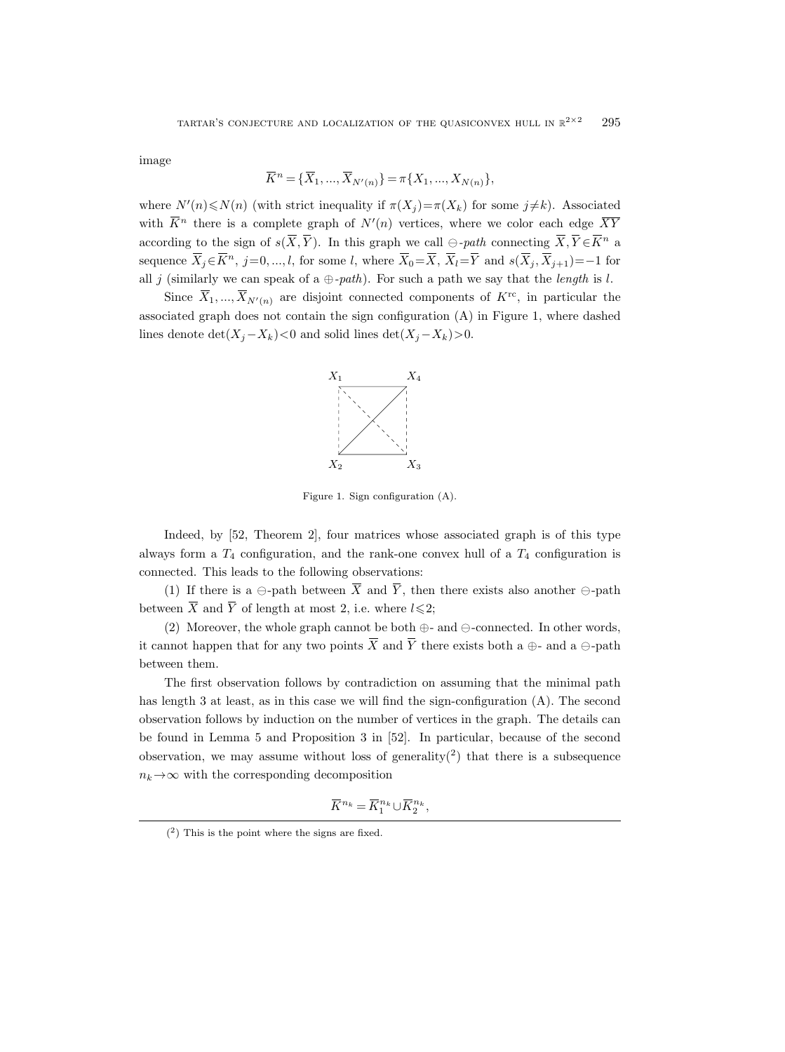image

$$\overline{K}^n = \{\overline{X}_1, ..., \overline{X}_{N'(n)}\} = \pi\{X_1, ..., X_{N(n)}\},$$

where $N'(n) \leqslant N(n)$ (with strict inequality if $\pi(X_j) = \pi(X_k)$ for some $j \neq k$). Associated with $\overline{K}^n$ there is a complete graph of $N'(n)$ vertices, where we color each edge $\overline{XY}$ according to the sign of $s(\overline{X}, \overline{Y})$. In this graph we call *$\ominus$-path* connecting $\overline{X}, \overline{Y} \in \overline{K}^n$ a sequence $\overline{X}_j \in \overline{K}^n$, $j = 0, ..., l$, for some $l$, where $\overline{X}_0 = \overline{X}$, $\overline{X}_l = \overline{Y}$ and $s(\overline{X}_j, \overline{X}_{j+1}) = -1$ for all $j$ (similarly we can speak of a *$\oplus$-path*). For such a path we say that the *length* is $l$.

Since $\overline{X}_1, ..., \overline{X}_{N'(n)}$ are disjoint connected components of $K^{\mathrm{rc}}$, in particular the associated graph does not contain the sign configuration (A) in Figure 1, where dashed lines denote $\det(X_j - X_k) < 0$ and solid lines $\det(X_j - X_k) > 0$.

Figure 1. Sign configuration (A).

Indeed, by [52, Theorem 2], four matrices whose associated graph is of this type always form a $T_4$ configuration, and the rank-one convex hull of a $T_4$ configuration is connected. This leads to the following observations:

(1) If there is a $\ominus$-path between $\overline{X}$ and $\overline{Y}$, then there exists also another $\ominus$-path between $\overline{X}$ and $\overline{Y}$ of length at most 2, i.e. where $l \leqslant 2$;

(2) Moreover, the whole graph cannot be both $\oplus$- and $\ominus$-connected. In other words, it cannot happen that for any two points $\overline{X}$ and $\overline{Y}$ there exists both a $\oplus$- and a $\ominus$-path between them.

The first observation follows by contradiction on assuming that the minimal path has length 3 at least, as in this case we will find the sign-configuration (A). The second observation follows by induction on the number of vertices in the graph. The details can be found in Lemma 5 and Proposition 3 in [52]. In particular, because of the second observation, we may assume without loss of generality([2]) that there is a subsequence $n_k \to \infty$ with the corresponding decomposition

$$\overline{K}^{n_k} = \overline{K}_1^{n_k} \cup \overline{K}_2^{n_k},$$

([2]) This is the point where the signs are fixed.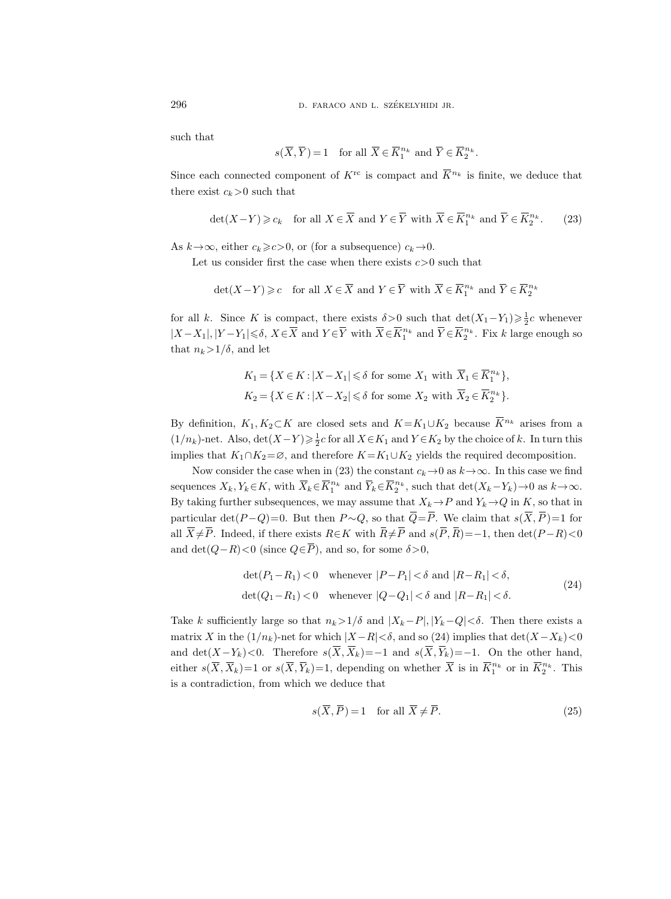such that

$$s(\overline{X},\overline{Y})=1 \quad \text{for all } \overline{X}\in \overline{K}_1^{n_k} \text{ and } \overline{Y}\in \overline{K}_2^{n_k}.$$

Since each connected component of $K^{\mathrm{rc}}$ is compact and $\overline{K}^{n_k}$ is finite, we deduce that there exist $c_k>0$ such that

$$\det(X-Y)\geqslant c_k \quad \text{for all } X\in\overline{X} \text{ and } Y\in\overline{Y} \text{ with } \overline{X}\in\overline{K}_1^{n_k} \text{ and } \overline{Y}\in\overline{K}_2^{n_k}. \tag{23}$$

As $k\to\infty$, either $c_k\geqslant c>0$, or (for a subsequence) $c_k\to 0$.

Let us consider first the case when there exists $c>0$ such that

$$\det(X-Y)\geqslant c \quad \text{for all } X\in\overline{X} \text{ and } Y\in\overline{Y} \text{ with } \overline{X}\in\overline{K}_1^{n_k} \text{ and } \overline{Y}\in\overline{K}_2^{n_k}$$

for all $k$. Since $K$ is compact, there exists $\delta>0$ such that $\det(X_1-Y_1)\geqslant\frac{1}{2}c$ whenever $|X-X_1|,|Y-Y_1|\leqslant\delta$, $X\in\overline{X}$ and $Y\in\overline{Y}$ with $\overline{X}\in\overline{K}_1^{n_k}$ and $\overline{Y}\in\overline{K}_2^{n_k}$. Fix $k$ large enough so that $n_k>1/\delta$, and let

$$\begin{aligned}
K_1&=\{X\in K: |X-X_1|\leqslant\delta \text{ for some } X_1 \text{ with } \overline{X}_1\in\overline{K}_1^{n_k}\},\\
K_2&=\{X\in K: |X-X_2|\leqslant\delta \text{ for some } X_2 \text{ with } \overline{X}_2\in\overline{K}_2^{n_k}\}.
\end{aligned}$$

By definition, $K_1,K_2\subset K$ are closed sets and $K=K_1\cup K_2$ because $\overline{K}^{n_k}$ arises from a $(1/n_k)$-net. Also, $\det(X-Y)\geqslant\frac{1}{2}c$ for all $X\in K_1$ and $Y\in K_2$ by the choice of $k$. In turn this implies that $K_1\cap K_2=\varnothing$, and therefore $K=K_1\cup K_2$ yields the required decomposition.

Now consider the case when in (23) the constant $c_k\to 0$ as $k\to\infty$. In this case we find sequences $X_k,Y_k\in K$, with $\overline{X}_k\in\overline{K}_1^{n_k}$ and $\overline{Y}_k\in\overline{K}_2^{n_k}$, such that $\det(X_k-Y_k)\to 0$ as $k\to\infty$. By taking further subsequences, we may assume that $X_k\to P$ and $Y_k\to Q$ in $K$, so that in particular $\det(P-Q)=0$. But then $P\sim Q$, so that $\overline{Q}=\overline{P}$. We claim that $s(\overline{X},\overline{P})=1$ for all $\overline{X}\neq\overline{P}$. Indeed, if there exists $R\in K$ with $\overline{R}\neq\overline{P}$ and $s(\overline{P},\overline{R})=-1$, then $\det(P-R)<0$ and $\det(Q-R)<0$ (since $Q\in\overline{P}$), and so, for some $\delta>0$,

$$\begin{aligned}
\det(P_1-R_1)<0 \quad &\text{whenever } |P-P_1|<\delta \text{ and } |R-R_1|<\delta,\\
\det(Q_1-R_1)<0 \quad &\text{whenever } |Q-Q_1|<\delta \text{ and } |R-R_1|<\delta.
\end{aligned}\tag{24}$$

Take $k$ sufficiently large so that $n_k>1/\delta$ and $|X_k-P|,|Y_k-Q|<\delta$. Then there exists a matrix $X$ in the $(1/n_k)$-net for which $|X-R|<\delta$, and so (24) implies that $\det(X-X_k)<0$ and $\det(X-Y_k)<0$. Therefore $s(\overline{X},\overline{X}_k)=-1$ and $s(\overline{X},\overline{Y}_k)=-1$. On the other hand, either $s(\overline{X},\overline{X}_k)=1$ or $s(\overline{X},\overline{Y}_k)=1$, depending on whether $\overline{X}$ is in $\overline{K}_1^{n_k}$ or in $\overline{K}_2^{n_k}$. This is a contradiction, from which we deduce that

$$s(\overline{X},\overline{P})=1 \quad \text{for all } \overline{X}\neq\overline{P}. \tag{25}$$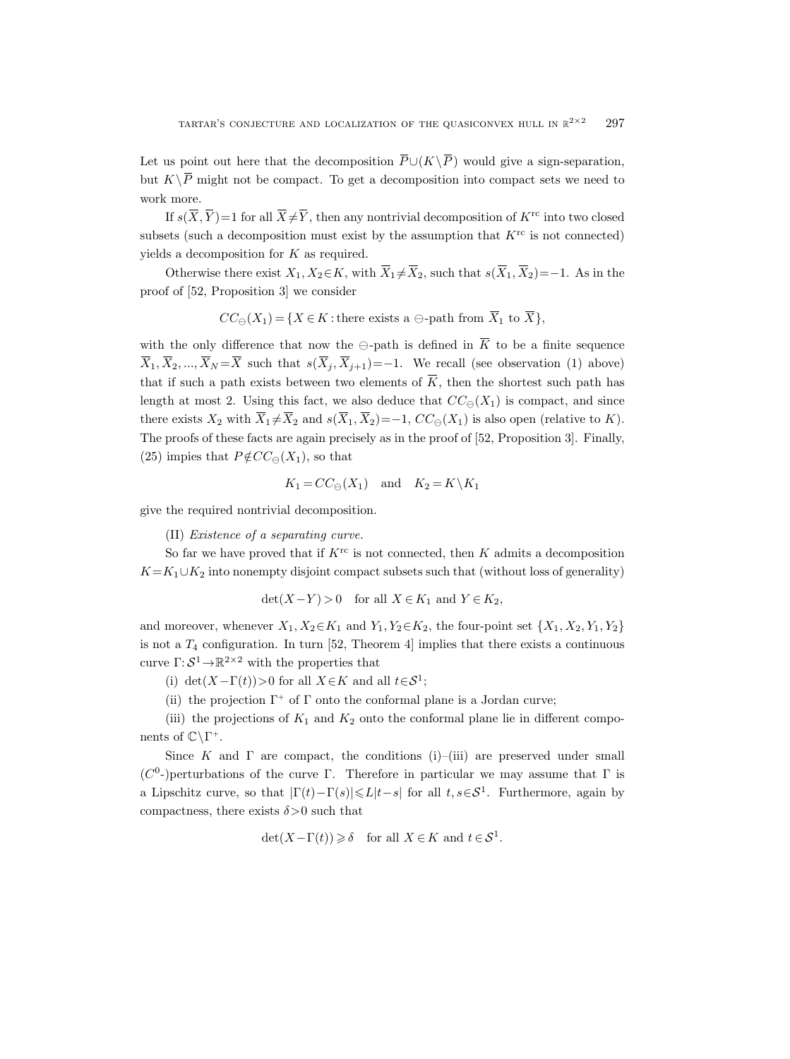Let us point out here that the decomposition $\overline{P}\cup(K\setminus\overline{P})$ would give a sign-separation, but $K\setminus\overline{P}$ might not be compact. To get a decomposition into compact sets we need to work more.

If $s(\overline{X},\overline{Y})=1$ for all $\overline{X}\neq\overline{Y}$, then any nontrivial decomposition of $K^{\mathrm{rc}}$ into two closed subsets (such a decomposition must exist by the assumption that $K^{\mathrm{rc}}$ is not connected) yields a decomposition for $K$ as required.

Otherwise there exist $X_1,X_2\in K$, with $\overline{X}_1\neq\overline{X}_2$, such that $s(\overline{X}_1,\overline{X}_2)=-1$. As in the proof of [52, Proposition 3] we consider

$$CC_{\ominus}(X_1)=\{X\in K: \text{there exists a } \ominus\text{-path from } \overline{X}_1 \text{ to } \overline{X}\},$$

with the only difference that now the $\ominus$-path is defined in $\overline{K}$ to be a finite sequence $\overline{X}_1,\overline{X}_2,...,\overline{X}_N=\overline{X}$ such that $s(\overline{X}_j,\overline{X}_{j+1})=-1$. We recall (see observation (1) above) that if such a path exists between two elements of $\overline{K}$, then the shortest such path has length at most 2. Using this fact, we also deduce that $CC_{\ominus}(X_1)$ is compact, and since there exists $X_2$ with $\overline{X}_1\neq\overline{X}_2$ and $s(\overline{X}_1,\overline{X}_2)=-1$, $CC_{\ominus}(X_1)$ is also open (relative to $K$). The proofs of these facts are again precisely as in the proof of [52, Proposition 3]. Finally, (25) impies that $P\notin CC_{\ominus}(X_1)$, so that

$$K_1=CC_{\ominus}(X_1) \quad \text{and} \quad K_2=K\setminus K_1$$

give the required nontrivial decomposition.

(II) *Existence of a separating curve.*

So far we have proved that if $K^{\mathrm{rc}}$ is not connected, then $K$ admits a decomposition $K=K_1\cup K_2$ into nonempty disjoint compact subsets such that (without loss of generality)

$$\det(X-Y)>0 \quad \text{for all } X\in K_1 \text{ and } Y\in K_2,$$

and moreover, whenever $X_1,X_2\in K_1$ and $Y_1,Y_2\in K_2$, the four-point set $\{X_1,X_2,Y_1,Y_2\}$ is not a $T_4$ configuration. In turn [52, Theorem 4] implies that there exists a continuous curve $\Gamma:\mathcal{S}^1\to\mathbb{R}^{2\times 2}$ with the properties that

(i) $\det(X-\Gamma(t))>0$ for all $X\in K$ and all $t\in\mathcal{S}^1$;

(ii) the projection $\Gamma^+$ of $\Gamma$ onto the conformal plane is a Jordan curve;

(iii) the projections of $K_1$ and $K_2$ onto the conformal plane lie in different components of $\mathbb{C}\setminus\Gamma^+$.

Since $K$ and $\Gamma$ are compact, the conditions (i)–(iii) are preserved under small ($C^0$-)perturbations of the curve $\Gamma$. Therefore in particular we may assume that $\Gamma$ is a Lipschitz curve, so that $|\Gamma(t)-\Gamma(s)|\leqslant L|t-s|$ for all $t,s\in\mathcal{S}^1$. Furthermore, again by compactness, there exists $\delta>0$ such that

$$\det(X-\Gamma(t))\geqslant\delta \quad \text{for all } X\in K \text{ and } t\in\mathcal{S}^1.$$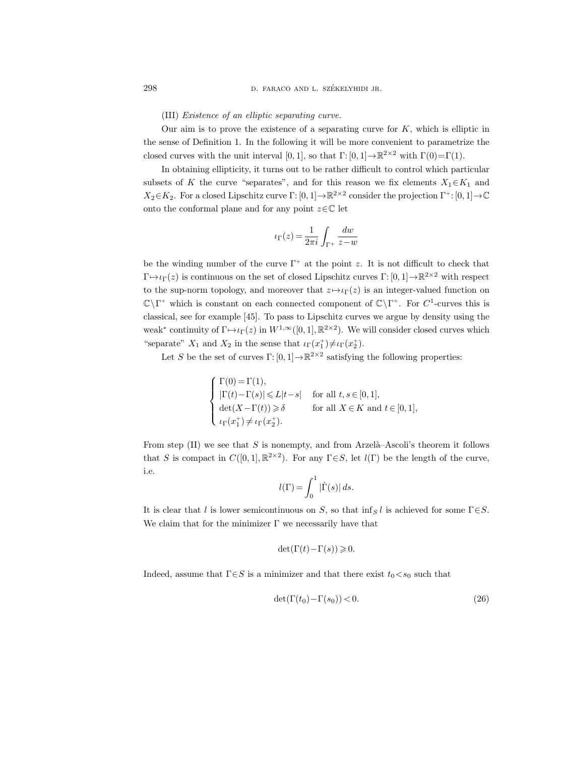(III) *Existence of an elliptic separating curve.*

Our aim is to prove the existence of a separating curve for $K$, which is elliptic in the sense of Definition 1. In the following it will be more convenient to parametrize the closed curves with the unit interval $[0,1]$, so that $\Gamma: [0,1] \to \mathbb{R}^{2\times 2}$ with $\Gamma(0)=\Gamma(1)$.

In obtaining ellipticity, it turns out to be rather difficult to control which particular subsets of $K$ the curve "separates", and for this reason we fix elements $X_1 \in K_1$ and $X_2 \in K_2$. For a closed Lipschitz curve $\Gamma: [0,1] \to \mathbb{R}^{2\times 2}$ consider the projection $\Gamma^+: [0,1] \to \mathbb{C}$ onto the conformal plane and for any point $z \in \mathbb{C}$ let

$$\iota_\Gamma(z) = \frac{1}{2\pi i} \int_{\Gamma^+} \frac{dw}{z-w}$$

be the winding number of the curve $\Gamma^+$ at the point $z$. It is not difficult to check that $\Gamma \mapsto \iota_\Gamma(z)$ is continuous on the set of closed Lipschitz curves $\Gamma: [0,1] \to \mathbb{R}^{2\times 2}$ with respect to the sup-norm topology, and moreover that $z \mapsto \iota_\Gamma(z)$ is an integer-valued function on $\mathbb{C} \setminus \Gamma^+$ which is constant on each connected component of $\mathbb{C} \setminus \Gamma^+$. For $C^1$-curves this is classical, see for example [45]. To pass to Lipschitz curves we argue by density using the weak* continuity of $\Gamma \mapsto \iota_\Gamma(z)$ in $W^{1,\infty}([0,1], \mathbb{R}^{2\times 2})$. We will consider closed curves which "separate" $X_1$ and $X_2$ in the sense that $\iota_\Gamma(x_1^+) \neq \iota_\Gamma(x_2^+)$.

Let $S$ be the set of curves $\Gamma: [0,1] \to \mathbb{R}^{2\times 2}$ satisfying the following properties:

$$\begin{cases} \Gamma(0) = \Gamma(1), \\ |\Gamma(t) - \Gamma(s)| \leqslant L|t-s| & \text{for all } t, s \in [0,1], \\ \det(X - \Gamma(t)) \geqslant \delta & \text{for all } X \in K \text{ and } t \in [0,1], \\ \iota_\Gamma(x_1^+) \neq \iota_\Gamma(x_2^+). \end{cases}$$

From step (II) we see that $S$ is nonempty, and from Arzelà–Ascoli's theorem it follows that $S$ is compact in $C([0,1], \mathbb{R}^{2\times 2})$. For any $\Gamma \in S$, let $l(\Gamma)$ be the length of the curve, i.e.

$$l(\Gamma) = \int_0^1 |\dot{\Gamma}(s)|\, ds.$$

It is clear that $l$ is lower semicontinuous on $S$, so that $\inf_S l$ is achieved for some $\Gamma \in S$. We claim that for the minimizer $\Gamma$ we necessarily have that

$$\det(\Gamma(t) - \Gamma(s)) \geqslant 0.$$

Indeed, assume that $\Gamma \in S$ is a minimizer and that there exist $t_0 < s_0$ such that

$$\det(\Gamma(t_0) - \Gamma(s_0)) < 0. \tag{26}$$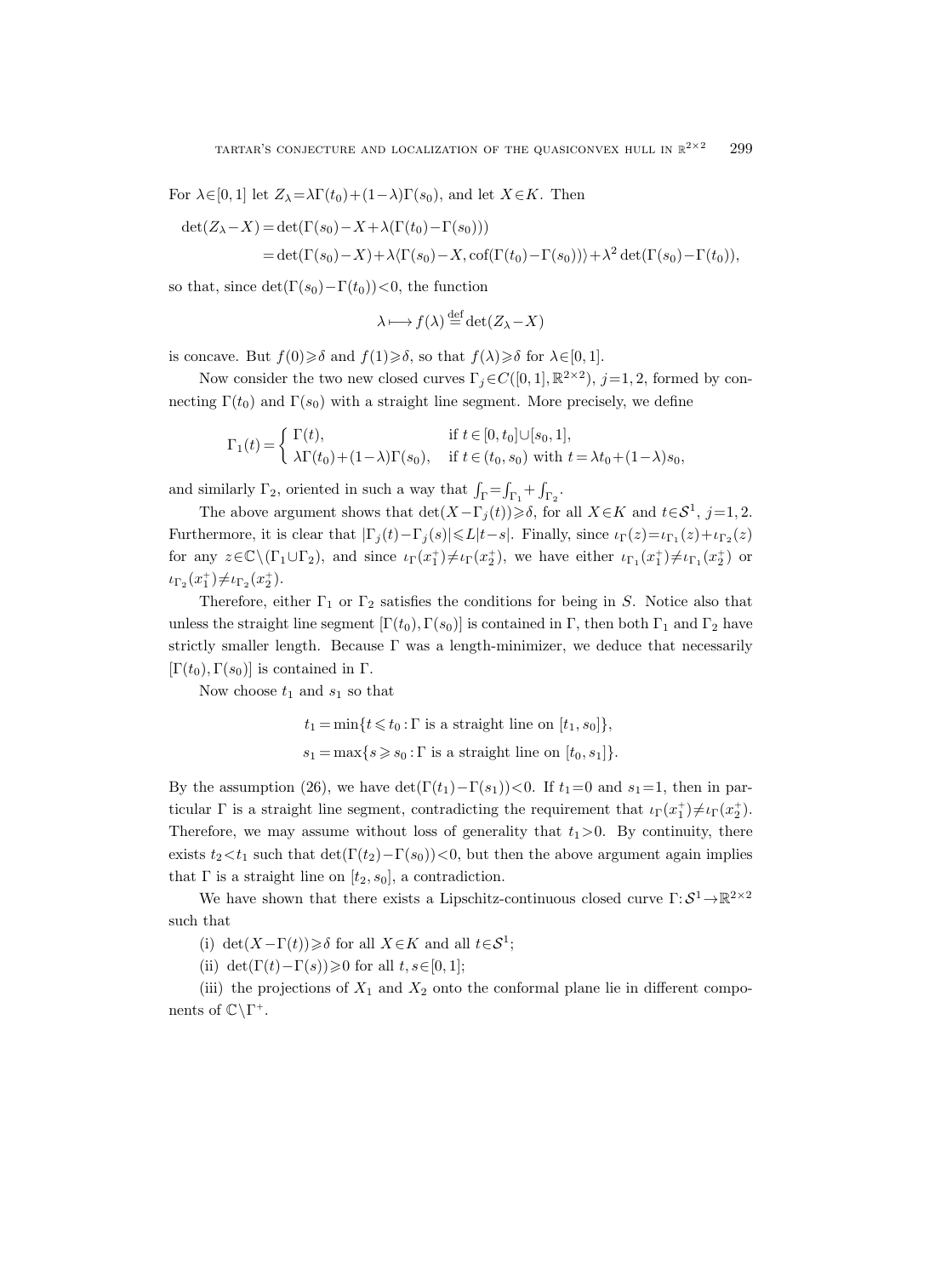For $\lambda\in[0,1]$ let $Z_\lambda=\lambda\Gamma(t_0)+(1-\lambda)\Gamma(s_0)$, and let $X\in K$. Then

$$
\begin{aligned}
\det(Z_\lambda-X) &= \det(\Gamma(s_0)-X+\lambda(\Gamma(t_0)-\Gamma(s_0)))\\
&= \det(\Gamma(s_0)-X)+\lambda\langle\Gamma(s_0)-X,\operatorname{cof}(\Gamma(t_0)-\Gamma(s_0))\rangle+\lambda^2\det(\Gamma(s_0)-\Gamma(t_0)),
\end{aligned}
$$

so that, since $\det(\Gamma(s_0)-\Gamma(t_0))<0$, the function

$$
\lambda\longmapsto f(\lambda)\stackrel{\text{def}}{=}\det(Z_\lambda-X)
$$

is concave. But $f(0)\geqslant\delta$ and $f(1)\geqslant\delta$, so that $f(\lambda)\geqslant\delta$ for $\lambda\in[0,1]$.

Now consider the two new closed curves $\Gamma_j\in C([0,1],\mathbb{R}^{2\times2})$, $j=1,2$, formed by connecting $\Gamma(t_0)$ and $\Gamma(s_0)$ with a straight line segment. More precisely, we define

$$
\Gamma_1(t)=\begin{cases}\Gamma(t), & \text{if } t\in[0,t_0]\cup[s_0,1],\\ \lambda\Gamma(t_0)+(1-\lambda)\Gamma(s_0), & \text{if } t\in(t_0,s_0) \text{ with } t=\lambda t_0+(1-\lambda)s_0,\end{cases}
$$

and similarly $\Gamma_2$, oriented in such a way that $\int_\Gamma=\int_{\Gamma_1}+\int_{\Gamma_2}$.

The above argument shows that $\det(X-\Gamma_j(t))\geqslant\delta$, for all $X\in K$ and $t\in\mathcal{S}^1$, $j=1,2$. Furthermore, it is clear that $|\Gamma_j(t)-\Gamma_j(s)|\leqslant L|t-s|$. Finally, since $\iota_\Gamma(z)=\iota_{\Gamma_1}(z)+\iota_{\Gamma_2}(z)$ for any $z\in\mathbb{C}\setminus(\Gamma_1\cup\Gamma_2)$, and since $\iota_\Gamma(x_1^+)\neq\iota_\Gamma(x_2^+)$, we have either $\iota_{\Gamma_1}(x_1^+)\neq\iota_{\Gamma_1}(x_2^+)$ or $\iota_{\Gamma_2}(x_1^+)\neq\iota_{\Gamma_2}(x_2^+)$.

Therefore, either $\Gamma_1$ or $\Gamma_2$ satisfies the conditions for being in $S$. Notice also that unless the straight line segment $[\Gamma(t_0),\Gamma(s_0)]$ is contained in $\Gamma$, then both $\Gamma_1$ and $\Gamma_2$ have strictly smaller length. Because $\Gamma$ was a length-minimizer, we deduce that necessarily $[\Gamma(t_0),\Gamma(s_0)]$ is contained in $\Gamma$.

Now choose $t_1$ and $s_1$ so that

$$
\begin{aligned}
t_1&=\min\{t\leqslant t_0:\Gamma \text{ is a straight line on } [t_1,s_0]\},\\
s_1&=\max\{s\geqslant s_0:\Gamma \text{ is a straight line on } [t_0,s_1]\}.
\end{aligned}
$$

By the assumption (26), we have $\det(\Gamma(t_1)-\Gamma(s_1))<0$. If $t_1=0$ and $s_1=1$, then in particular $\Gamma$ is a straight line segment, contradicting the requirement that $\iota_\Gamma(x_1^+)\neq\iota_\Gamma(x_2^+)$. Therefore, we may assume without loss of generality that $t_1>0$. By continuity, there exists $t_2<t_1$ such that $\det(\Gamma(t_2)-\Gamma(s_0))<0$, but then the above argument again implies that $\Gamma$ is a straight line on $[t_2,s_0]$, a contradiction.

We have shown that there exists a Lipschitz-continuous closed curve $\Gamma:\mathcal{S}^1\to\mathbb{R}^{2\times2}$ such that

(i) $\det(X-\Gamma(t))\geqslant\delta$ for all $X\in K$ and all $t\in\mathcal{S}^1$;

(ii) $\det(\Gamma(t)-\Gamma(s))\geqslant0$ for all $t,s\in[0,1]$;

(iii) the projections of $X_1$ and $X_2$ onto the conformal plane lie in different components of $\mathbb{C}\setminus\Gamma^+$.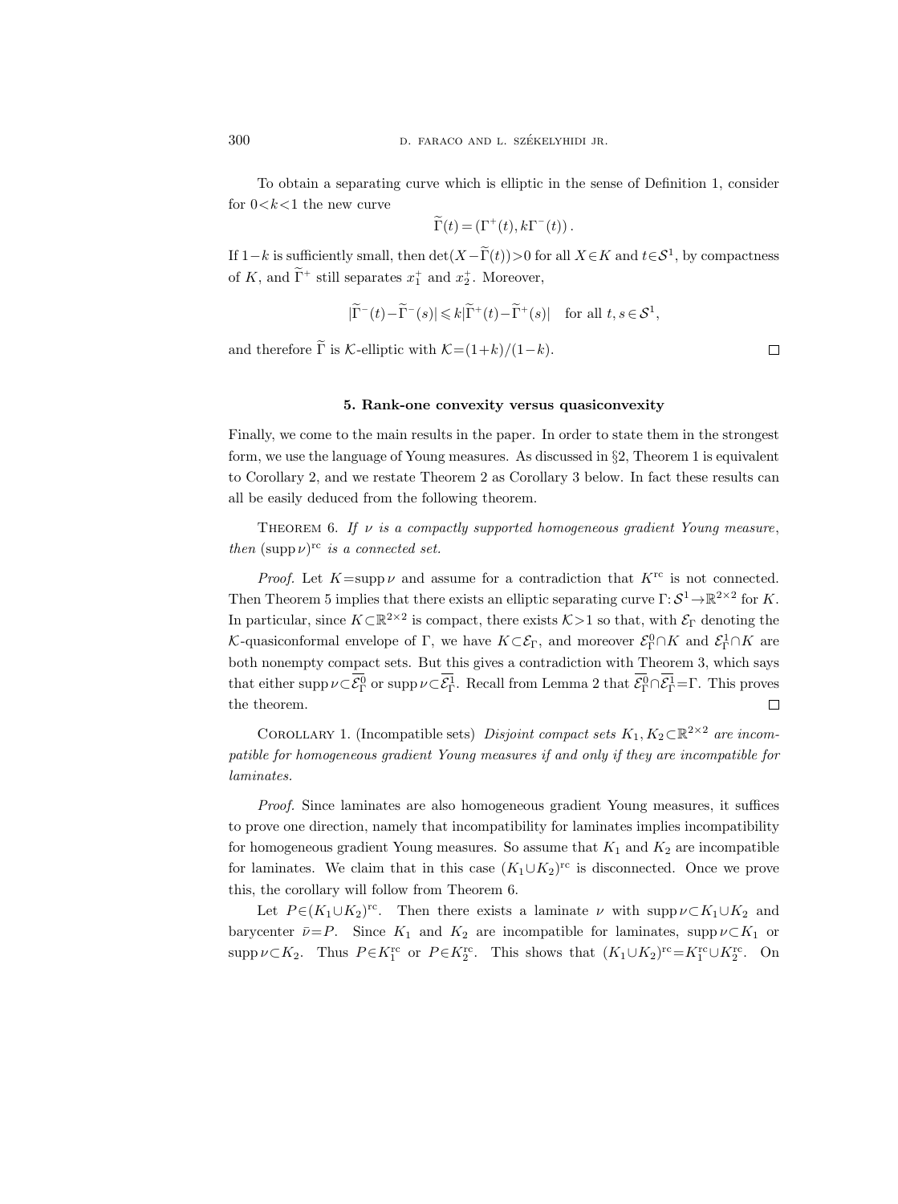To obtain a separating curve which is elliptic in the sense of Definition 1, consider for $0<k<1$ the new curve

$$\widetilde{\Gamma}(t) = (\Gamma^+(t), k\Gamma^-(t)).$$

If $1-k$ is sufficiently small, then $\det(X-\widetilde{\Gamma}(t))>0$ for all $X\in K$ and $t\in\mathcal{S}^1$, by compactness of $K$, and $\widetilde{\Gamma}^+$ still separates $x_1^+$ and $x_2^+$. Moreover,

$$|\widetilde{\Gamma}^-(t)-\widetilde{\Gamma}^-(s)| \leqslant k|\widetilde{\Gamma}^+(t)-\widetilde{\Gamma}^+(s)| \quad \text{for all } t,s\in\mathcal{S}^1,$$

and therefore $\widetilde{\Gamma}$ is $\mathcal{K}$-elliptic with $\mathcal{K}=(1+k)/(1-k)$. $\square$

### 5. Rank-one convexity versus quasiconvexity

Finally, we come to the main results in the paper. In order to state them in the strongest form, we use the language of Young measures. As discussed in §2, Theorem 1 is equivalent to Corollary 2, and we restate Theorem 2 as Corollary 3 below. In fact these results can all be easily deduced from the following theorem.

Theorem 6. *If $\nu$ is a compactly supported homogeneous gradient Young measure, then $(\operatorname{supp}\nu)^{\mathrm{rc}}$ is a connected set.*

*Proof.* Let $K=\operatorname{supp}\nu$ and assume for a contradiction that $K^{\mathrm{rc}}$ is not connected. Then Theorem 5 implies that there exists an elliptic separating curve $\Gamma:\mathcal{S}^1\to\mathbb{R}^{2\times 2}$ for $K$. In particular, since $K\subset\mathbb{R}^{2\times 2}$ is compact, there exists $\mathcal{K}>1$ so that, with $\mathcal{E}_\Gamma$ denoting the $\mathcal{K}$-quasiconformal envelope of $\Gamma$, we have $K\subset\mathcal{E}_\Gamma$, and moreover $\mathcal{E}_\Gamma^0\cap K$ and $\mathcal{E}_\Gamma^1\cap K$ are both nonempty compact sets. But this gives a contradiction with Theorem 3, which says that either $\operatorname{supp}\nu\subset\overline{\mathcal{E}_\Gamma^0}$ or $\operatorname{supp}\nu\subset\overline{\mathcal{E}_\Gamma^1}$. Recall from Lemma 2 that $\overline{\mathcal{E}_\Gamma^0}\cap\overline{\mathcal{E}_\Gamma^1}=\Gamma$. This proves the theorem. $\square$

Corollary 1. (Incompatible sets) *Disjoint compact sets $K_1,K_2\subset\mathbb{R}^{2\times 2}$ are incompatible for homogeneous gradient Young measures if and only if they are incompatible for laminates.*

*Proof.* Since laminates are also homogeneous gradient Young measures, it suffices to prove one direction, namely that incompatibility for laminates implies incompatibility for homogeneous gradient Young measures. So assume that $K_1$ and $K_2$ are incompatible for laminates. We claim that in this case $(K_1\cup K_2)^{\mathrm{rc}}$ is disconnected. Once we prove this, the corollary will follow from Theorem 6.

Let $P\in(K_1\cup K_2)^{\mathrm{rc}}$. Then there exists a laminate $\nu$ with $\operatorname{supp}\nu\subset K_1\cup K_2$ and barycenter $\bar{\nu}=P$. Since $K_1$ and $K_2$ are incompatible for laminates, $\operatorname{supp}\nu\subset K_1$ or $\operatorname{supp}\nu\subset K_2$. Thus $P\in K_1^{\mathrm{rc}}$ or $P\in K_2^{\mathrm{rc}}$. This shows that $(K_1\cup K_2)^{\mathrm{rc}}=K_1^{\mathrm{rc}}\cup K_2^{\mathrm{rc}}$. On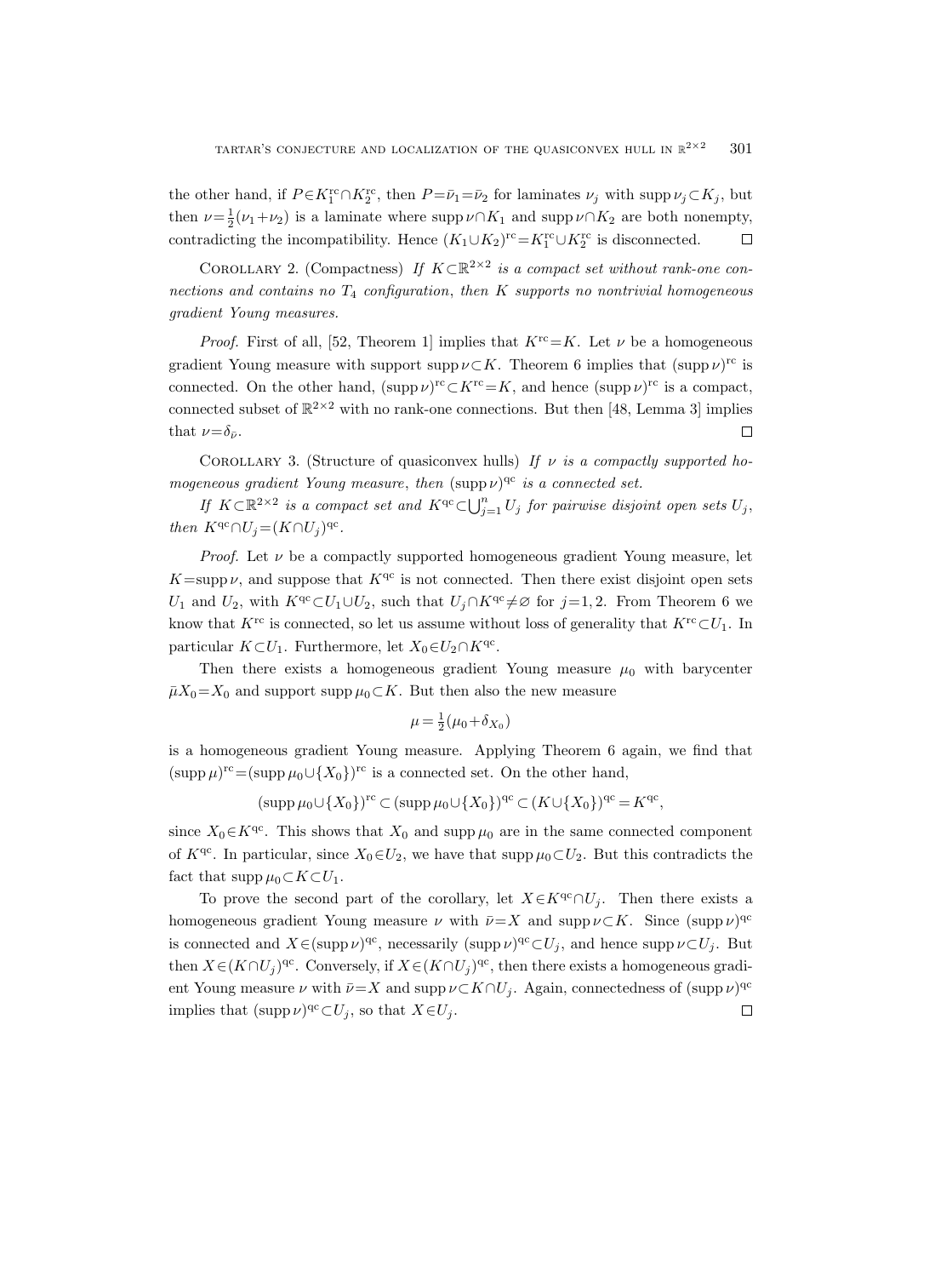the other hand, if $P \in K_1^{\mathrm{rc}} \cap K_2^{\mathrm{rc}}$, then $P = \bar{\nu}_1 = \bar{\nu}_2$ for laminates $\nu_j$ with $\operatorname{supp} \nu_j \subset K_j$, but then $\nu = \frac{1}{2}(\nu_1 + \nu_2)$ is a laminate where $\operatorname{supp} \nu \cap K_1$ and $\operatorname{supp} \nu \cap K_2$ are both nonempty, contradicting the incompatibility. Hence $(K_1 \cup K_2)^{\mathrm{rc}} = K_1^{\mathrm{rc}} \cup K_2^{\mathrm{rc}}$ is disconnected. □

Corollary 2. (Compactness) *If $K \subset \mathbb{R}^{2\times 2}$ is a compact set without rank-one connections and contains no $T_4$ configuration, then $K$ supports no nontrivial homogeneous gradient Young measures.*

*Proof.* First of all, [52, Theorem 1] implies that $K^{\mathrm{rc}} = K$. Let $\nu$ be a homogeneous gradient Young measure with support $\operatorname{supp} \nu \subset K$. Theorem 6 implies that $(\operatorname{supp} \nu)^{\mathrm{rc}}$ is connected. On the other hand, $(\operatorname{supp} \nu)^{\mathrm{rc}} \subset K^{\mathrm{rc}} = K$, and hence $(\operatorname{supp} \nu)^{\mathrm{rc}}$ is a compact, connected subset of $\mathbb{R}^{2\times 2}$ with no rank-one connections. But then [48, Lemma 3] implies that $\nu = \delta_{\bar{\nu}}$. □

Corollary 3. (Structure of quasiconvex hulls) *If $\nu$ is a compactly supported homogeneous gradient Young measure, then $(\operatorname{supp} \nu)^{\mathrm{qc}}$ is a connected set.*

*If $K \subset \mathbb{R}^{2\times 2}$ is a compact set and $K^{\mathrm{qc}} \subset \bigcup_{j=1}^{n} U_j$ for pairwise disjoint open sets $U_j$, then $K^{\mathrm{qc}} \cap U_j = (K \cap U_j)^{\mathrm{qc}}$.*

*Proof.* Let $\nu$ be a compactly supported homogeneous gradient Young measure, let $K = \operatorname{supp} \nu$, and suppose that $K^{\mathrm{qc}}$ is not connected. Then there exist disjoint open sets $U_1$ and $U_2$, with $K^{\mathrm{qc}} \subset U_1 \cup U_2$, such that $U_j \cap K^{\mathrm{qc}} \neq \varnothing$ for $j = 1, 2$. From Theorem 6 we know that $K^{\mathrm{rc}}$ is connected, so let us assume without loss of generality that $K^{\mathrm{rc}} \subset U_1$. In particular $K \subset U_1$. Furthermore, let $X_0 \in U_2 \cap K^{\mathrm{qc}}$.

Then there exists a homogeneous gradient Young measure $\mu_0$ with barycenter $\bar{\mu} X_0 = X_0$ and support $\operatorname{supp} \mu_0 \subset K$. But then also the new measure

$$\mu = \tfrac{1}{2}(\mu_0 + \delta_{X_0})$$

is a homogeneous gradient Young measure. Applying Theorem 6 again, we find that $(\operatorname{supp} \mu)^{\mathrm{rc}} = (\operatorname{supp} \mu_0 \cup \{X_0\})^{\mathrm{rc}}$ is a connected set. On the other hand,

$$(\operatorname{supp} \mu_0 \cup \{X_0\})^{\mathrm{rc}} \subset (\operatorname{supp} \mu_0 \cup \{X_0\})^{\mathrm{qc}} \subset (K \cup \{X_0\})^{\mathrm{qc}} = K^{\mathrm{qc}},$$

since $X_0 \in K^{\mathrm{qc}}$. This shows that $X_0$ and $\operatorname{supp} \mu_0$ are in the same connected component of $K^{\mathrm{qc}}$. In particular, since $X_0 \in U_2$, we have that $\operatorname{supp} \mu_0 \subset U_2$. But this contradicts the fact that $\operatorname{supp} \mu_0 \subset K \subset U_1$.

To prove the second part of the corollary, let $X \in K^{\mathrm{qc}} \cap U_j$. Then there exists a homogeneous gradient Young measure $\nu$ with $\bar{\nu} = X$ and $\operatorname{supp} \nu \subset K$. Since $(\operatorname{supp} \nu)^{\mathrm{qc}}$ is connected and $X \in (\operatorname{supp} \nu)^{\mathrm{qc}}$, necessarily $(\operatorname{supp} \nu)^{\mathrm{qc}} \subset U_j$, and hence $\operatorname{supp} \nu \subset U_j$. But then $X \in (K \cap U_j)^{\mathrm{qc}}$. Conversely, if $X \in (K \cap U_j)^{\mathrm{qc}}$, then there exists a homogeneous gradient Young measure $\nu$ with $\bar{\nu} = X$ and $\operatorname{supp} \nu \subset K \cap U_j$. Again, connectedness of $(\operatorname{supp} \nu)^{\mathrm{qc}}$ implies that $(\operatorname{supp} \nu)^{\mathrm{qc}} \subset U_j$, so that $X \in U_j$. □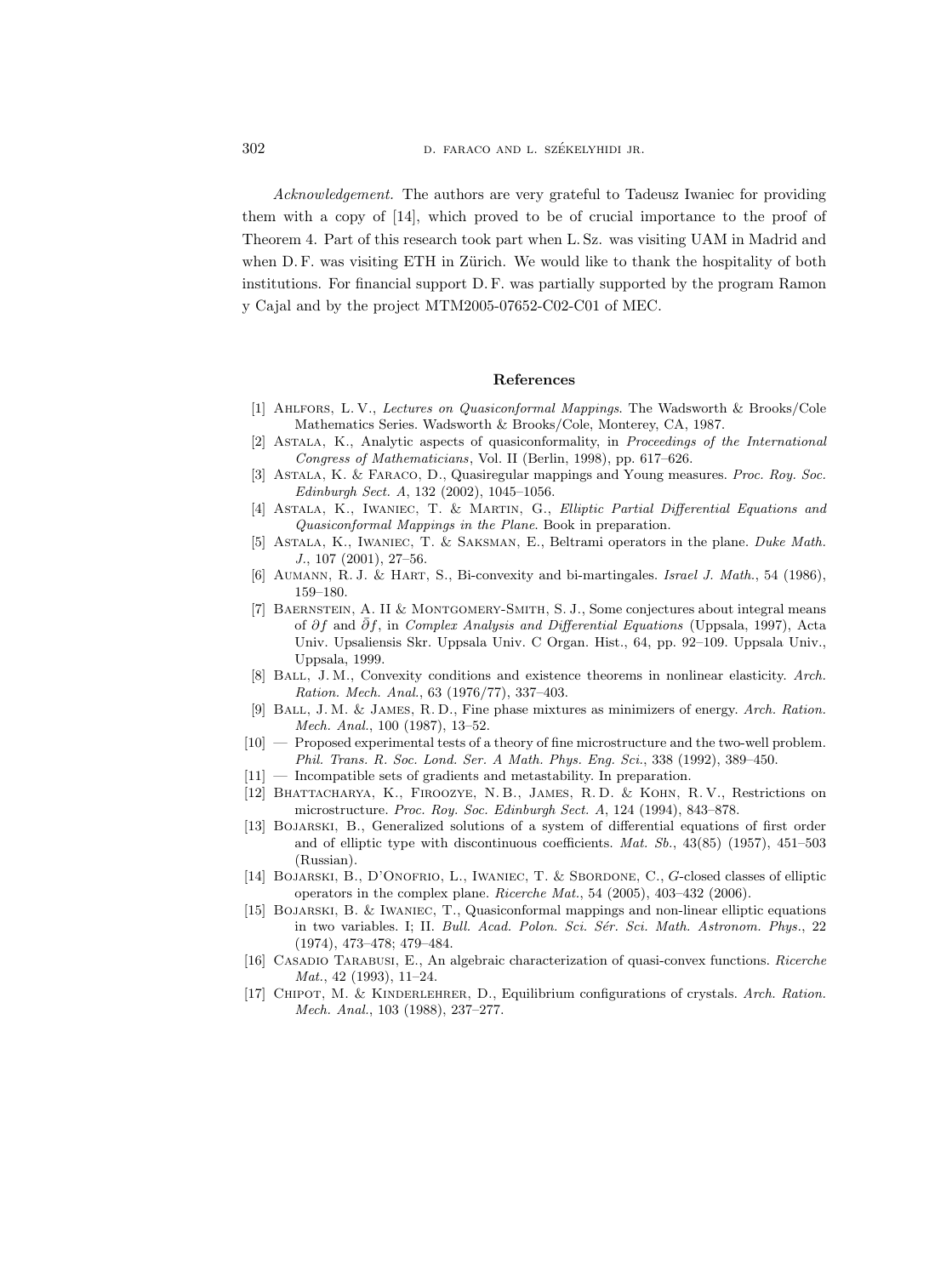*Acknowledgement.* The authors are very grateful to Tadeusz Iwaniec for providing them with a copy of [14], which proved to be of crucial importance to the proof of Theorem 4. Part of this research took part when L. Sz. was visiting UAM in Madrid and when D. F. was visiting ETH in Zürich. We would like to thank the hospitality of both institutions. For financial support D. F. was partially supported by the program Ramon y Cajal and by the project MTM2005-07652-C02-C01 of MEC.

## References

[1] Ahlfors, L. V., *Lectures on Quasiconformal Mappings*. The Wadsworth & Brooks/Cole Mathematics Series. Wadsworth & Brooks/Cole, Monterey, CA, 1987.

[2] Astala, K., Analytic aspects of quasiconformality, in *Proceedings of the International Congress of Mathematicians*, Vol. II (Berlin, 1998), pp. 617–626.

[3] Astala, K. & Faraco, D., Quasiregular mappings and Young measures. *Proc. Roy. Soc. Edinburgh Sect. A*, 132 (2002), 1045–1056.

[4] Astala, K., Iwaniec, T. & Martin, G., *Elliptic Partial Differential Equations and Quasiconformal Mappings in the Plane*. Book in preparation.

[5] Astala, K., Iwaniec, T. & Saksman, E., Beltrami operators in the plane. *Duke Math. J.*, 107 (2001), 27–56.

[6] Aumann, R. J. & Hart, S., Bi-convexity and bi-martingales. *Israel J. Math.*, 54 (1986), 159–180.

[7] Baernstein, A. II & Montgomery-Smith, S. J., Some conjectures about integral means of $\partial f$ and $\bar{\partial} f$, in *Complex Analysis and Differential Equations* (Uppsala, 1997), Acta Univ. Upsaliensis Skr. Uppsala Univ. C Organ. Hist., 64, pp. 92–109. Uppsala Univ., Uppsala, 1999.

[8] Ball, J. M., Convexity conditions and existence theorems in nonlinear elasticity. *Arch. Ration. Mech. Anal.*, 63 (1976/77), 337–403.

[9] Ball, J. M. & James, R. D., Fine phase mixtures as minimizers of energy. *Arch. Ration. Mech. Anal.*, 100 (1987), 13–52.

[10] — Proposed experimental tests of a theory of fine microstructure and the two-well problem. *Phil. Trans. R. Soc. Lond. Ser. A Math. Phys. Eng. Sci.*, 338 (1992), 389–450.

[11] — Incompatible sets of gradients and metastability. In preparation.

[12] Bhattacharya, K., Firoozye, N. B., James, R. D. & Kohn, R. V., Restrictions on microstructure. *Proc. Roy. Soc. Edinburgh Sect. A*, 124 (1994), 843–878.

[13] Bojarski, B., Generalized solutions of a system of differential equations of first order and of elliptic type with discontinuous coefficients. *Mat. Sb.*, 43(85) (1957), 451–503 (Russian).

[14] Bojarski, B., D'Onofrio, L., Iwaniec, T. & Sbordone, C., *G*-closed classes of elliptic operators in the complex plane. *Ricerche Mat.*, 54 (2005), 403–432 (2006).

[15] Bojarski, B. & Iwaniec, T., Quasiconformal mappings and non-linear elliptic equations in two variables. I; II. *Bull. Acad. Polon. Sci. Sér. Sci. Math. Astronom. Phys.*, 22 (1974), 473–478; 479–484.

[16] Casadio Tarabusi, E., An algebraic characterization of quasi-convex functions. *Ricerche Mat.*, 42 (1993), 11–24.

[17] Chipot, M. & Kinderlehrer, D., Equilibrium configurations of crystals. *Arch. Ration. Mech. Anal.*, 103 (1988), 237–277.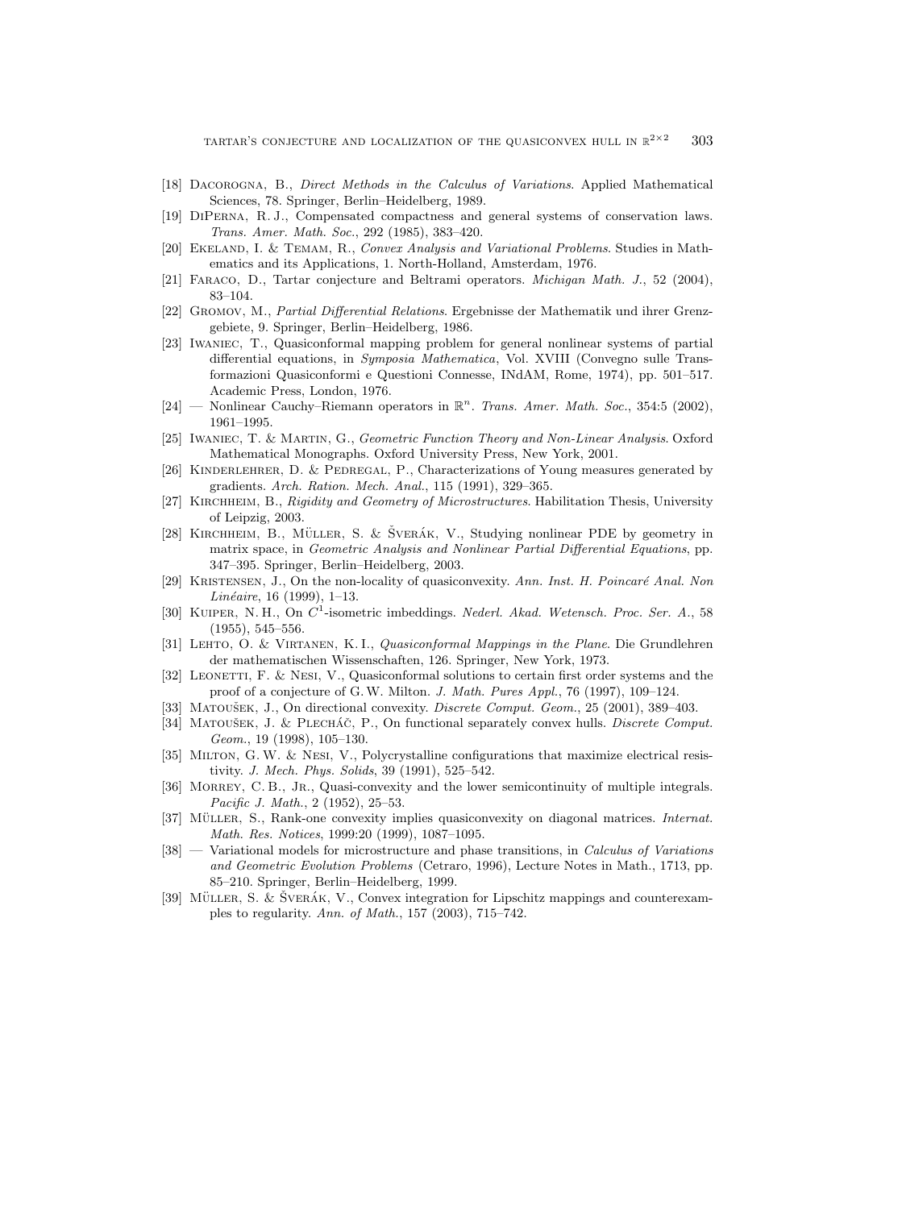[18] Dacorogna, B., *Direct Methods in the Calculus of Variations*. Applied Mathematical Sciences, 78. Springer, Berlin–Heidelberg, 1989.

[19] DiPerna, R. J., Compensated compactness and general systems of conservation laws. *Trans. Amer. Math. Soc.*, 292 (1985), 383–420.

[20] Ekeland, I. & Temam, R., *Convex Analysis and Variational Problems*. Studies in Mathematics and its Applications, 1. North-Holland, Amsterdam, 1976.

[21] Faraco, D., Tartar conjecture and Beltrami operators. *Michigan Math. J.*, 52 (2004), 83–104.

[22] Gromov, M., *Partial Differential Relations*. Ergebnisse der Mathematik und ihrer Grenzgebiete, 9. Springer, Berlin–Heidelberg, 1986.

[23] Iwaniec, T., Quasiconformal mapping problem for general nonlinear systems of partial differential equations, in *Symposia Mathematica*, Vol. XVIII (Convegno sulle Transformazioni Quasiconformi e Questioni Connesse, INdAM, Rome, 1974), pp. 501–517. Academic Press, London, 1976.

[24] — Nonlinear Cauchy–Riemann operators in $\mathbb{R}^n$. *Trans. Amer. Math. Soc.*, 354:5 (2002), 1961–1995.

[25] Iwaniec, T. & Martin, G., *Geometric Function Theory and Non-Linear Analysis*. Oxford Mathematical Monographs. Oxford University Press, New York, 2001.

[26] Kinderlehrer, D. & Pedregal, P., Characterizations of Young measures generated by gradients. *Arch. Ration. Mech. Anal.*, 115 (1991), 329–365.

[27] Kirchheim, B., *Rigidity and Geometry of Microstructures*. Habilitation Thesis, University of Leipzig, 2003.

[28] Kirchheim, B., Müller, S. & Šverák, V., Studying nonlinear PDE by geometry in matrix space, in *Geometric Analysis and Nonlinear Partial Differential Equations*, pp. 347–395. Springer, Berlin–Heidelberg, 2003.

[29] Kristensen, J., On the non-locality of quasiconvexity. *Ann. Inst. H. Poincaré Anal. Non Linéaire*, 16 (1999), 1–13.

[30] Kuiper, N. H., On $C^1$-isometric imbeddings. *Nederl. Akad. Wetensch. Proc. Ser. A.*, 58 (1955), 545–556.

[31] Lehto, O. & Virtanen, K. I., *Quasiconformal Mappings in the Plane*. Die Grundlehren der mathematischen Wissenschaften, 126. Springer, New York, 1973.

[32] Leonetti, F. & Nesi, V., Quasiconformal solutions to certain first order systems and the proof of a conjecture of G. W. Milton. *J. Math. Pures Appl.*, 76 (1997), 109–124.

[33] Matoušek, J., On directional convexity. *Discrete Comput. Geom.*, 25 (2001), 389–403.

[34] Matoušek, J. & Plecháč, P., On functional separately convex hulls. *Discrete Comput. Geom.*, 19 (1998), 105–130.

[35] Milton, G. W. & Nesi, V., Polycrystalline configurations that maximize electrical resistivity. *J. Mech. Phys. Solids*, 39 (1991), 525–542.

[36] Morrey, C. B., Jr., Quasi-convexity and the lower semicontinuity of multiple integrals. *Pacific J. Math.*, 2 (1952), 25–53.

[37] Müller, S., Rank-one convexity implies quasiconvexity on diagonal matrices. *Internat. Math. Res. Notices*, 1999:20 (1999), 1087–1095.

[38] — Variational models for microstructure and phase transitions, in *Calculus of Variations and Geometric Evolution Problems* (Cetraro, 1996), Lecture Notes in Math., 1713, pp. 85–210. Springer, Berlin–Heidelberg, 1999.

[39] Müller, S. & Šverák, V., Convex integration for Lipschitz mappings and counterexamples to regularity. *Ann. of Math.*, 157 (2003), 715–742.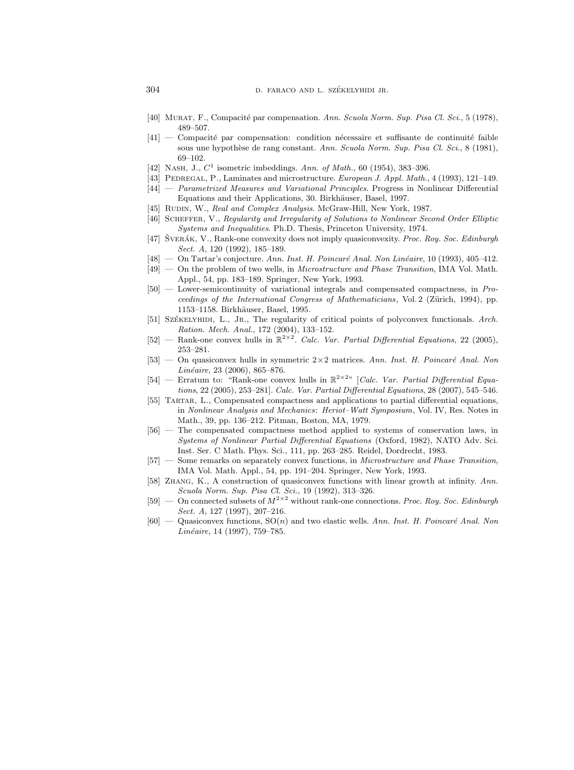[40] Murat, F., Compacité par compensation. *Ann. Scuola Norm. Sup. Pisa Cl. Sci.*, 5 (1978), 489–507.

[41] — Compacité par compensation: condition nécessaire et suffisante de continuité faible sous une hypothèse de rang constant. *Ann. Scuola Norm. Sup. Pisa Cl. Sci.*, 8 (1981), 69–102.

[42] Nash, J., $C^1$ isometric imbeddings. *Ann. of Math.*, 60 (1954), 383–396.

[43] Pedregal, P., Laminates and microstructure. *European J. Appl. Math.*, 4 (1993), 121–149.

[44] — *Parametrized Measures and Variational Principles*. Progress in Nonlinear Differential Equations and their Applications, 30. Birkhäuser, Basel, 1997.

[45] Rudin, W., *Real and Complex Analysis*. McGraw-Hill, New York, 1987.

[46] Scheffer, V., *Regularity and Irregularity of Solutions to Nonlinear Second Order Elliptic Systems and Inequalities*. Ph.D. Thesis, Princeton University, 1974.

[47] Šverák, V., Rank-one convexity does not imply quasiconvexity. *Proc. Roy. Soc. Edinburgh Sect. A*, 120 (1992), 185–189.

[48] — On Tartar's conjecture. *Ann. Inst. H. Poincaré Anal. Non Linéaire*, 10 (1993), 405–412.

[49] — On the problem of two wells, in *Microstructure and Phase Transition*, IMA Vol. Math. Appl., 54, pp. 183–189. Springer, New York, 1993.

[50] — Lower-semicontinuity of variational integrals and compensated compactness, in *Proceedings of the International Congress of Mathematicians*, Vol. 2 (Zürich, 1994), pp. 1153–1158. Birkhäuser, Basel, 1995.

[51] Székelyhidi, L., Jr., The regularity of critical points of polyconvex functionals. *Arch. Ration. Mech. Anal.*, 172 (2004), 133–152.

[52] — Rank-one convex hulls in $\mathbb{R}^{2\times 2}$. *Calc. Var. Partial Differential Equations*, 22 (2005), 253–281.

[53] — On quasiconvex hulls in symmetric $2\times 2$ matrices. *Ann. Inst. H. Poincaré Anal. Non Linéaire*, 23 (2006), 865–876.

[54] — Erratum to: "Rank-one convex hulls in $\mathbb{R}^{2\times 2}$" [*Calc. Var. Partial Differential Equations*, 22 (2005), 253–281]. *Calc. Var. Partial Differential Equations*, 28 (2007), 545–546.

[55] Tartar, L., Compensated compactness and applications to partial differential equations, in *Nonlinear Analysis and Mechanics*: *Heriot–Watt Symposium*, Vol. IV, Res. Notes in Math., 39, pp. 136–212. Pitman, Boston, MA, 1979.

[56] — The compensated compactness method applied to systems of conservation laws, in *Systems of Nonlinear Partial Differential Equations* (Oxford, 1982), NATO Adv. Sci. Inst. Ser. C Math. Phys. Sci., 111, pp. 263–285. Reidel, Dordrecht, 1983.

[57] — Some remarks on separately convex functions, in *Microstructure and Phase Transition*, IMA Vol. Math. Appl., 54, pp. 191–204. Springer, New York, 1993.

[58] Zhang, K., A construction of quasiconvex functions with linear growth at infinity. *Ann. Scuola Norm. Sup. Pisa Cl. Sci.*, 19 (1992), 313–326.

[59] — On connected subsets of $M^{2\times 2}$ without rank-one connections. *Proc. Roy. Soc. Edinburgh Sect. A*, 127 (1997), 207–216.

[60] — Quasiconvex functions, $\mathrm{SO}(n)$ and two elastic wells. *Ann. Inst. H. Poincaré Anal. Non Linéaire*, 14 (1997), 759–785.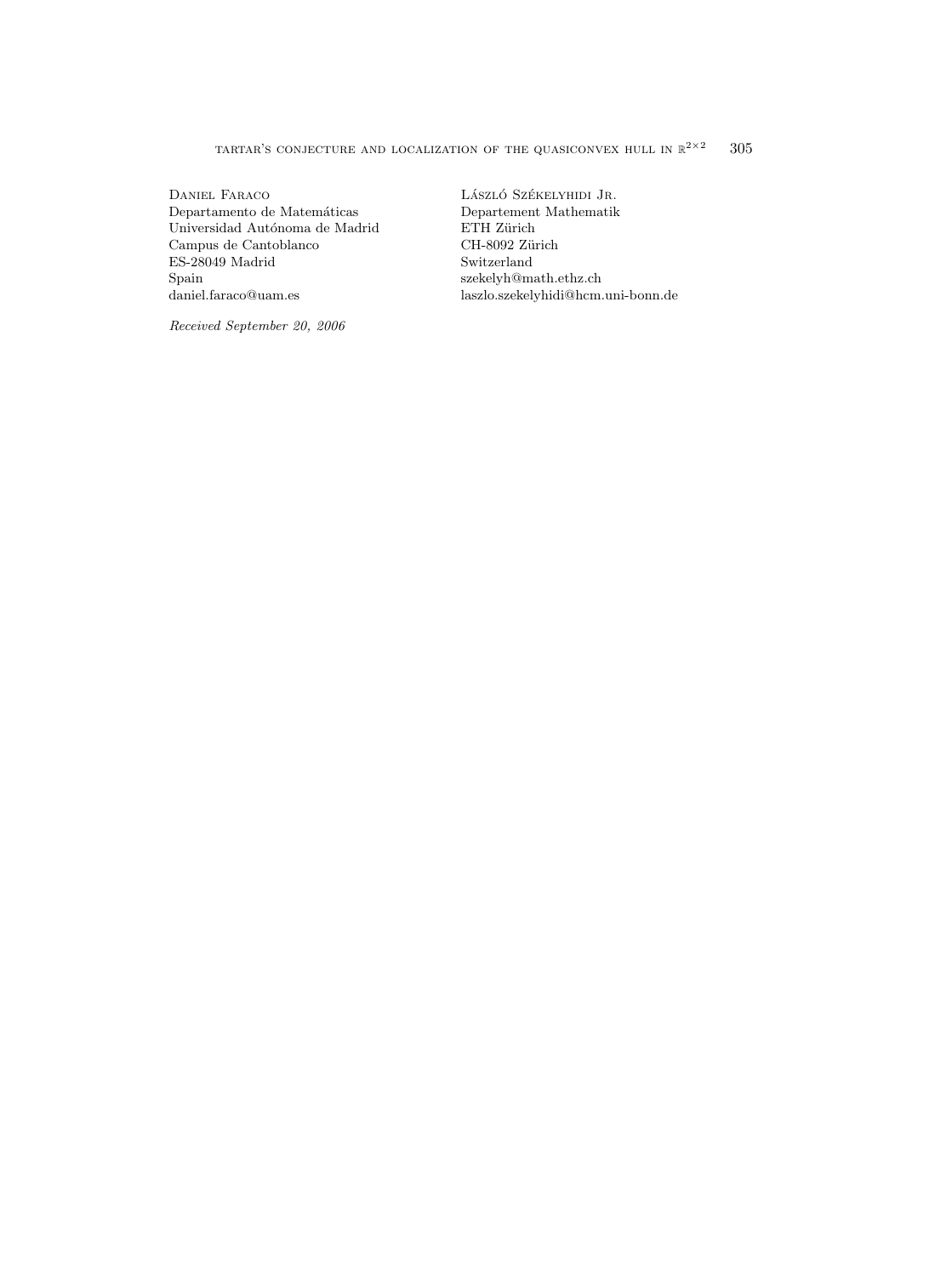Daniel Faraco
Departamento de Matemáticas
Universidad Autónoma de Madrid
Campus de Cantoblanco
ES-28049 Madrid
Spain
daniel.faraco@uam.es

László Székelyhidi Jr.
Departement Mathematik
ETH Zürich
CH-8092 Zürich
Switzerland
szekelyh@math.ethz.ch
laszlo.szekelyhidi@hcm.uni-bonn.de

*Received September 20, 2006*